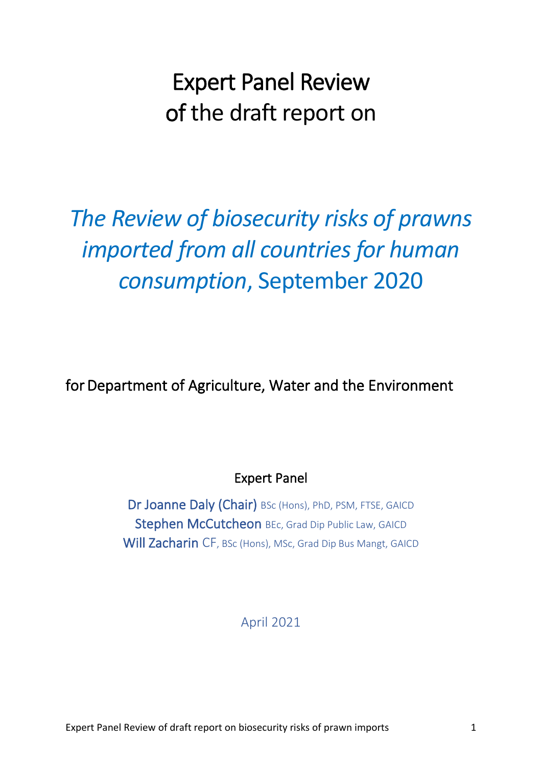# Expert Panel Review of the draft report on

## *The Review of biosecurity risks of prawns imported from all countries for human consumption*, September 2020

for Department of Agriculture, Water and the Environment

Expert Panel

**Dr Joanne Daly (Chair)** BSc (Hons), PhD, PSM, FTSE, GAICD
**Stephen McCutcheon** BEc, Grad Dip Public Law, GAICD
**Will Zacharin** CF, BSc (Hons), MSc, Grad Dip Bus Mangt, GAICD

April 2021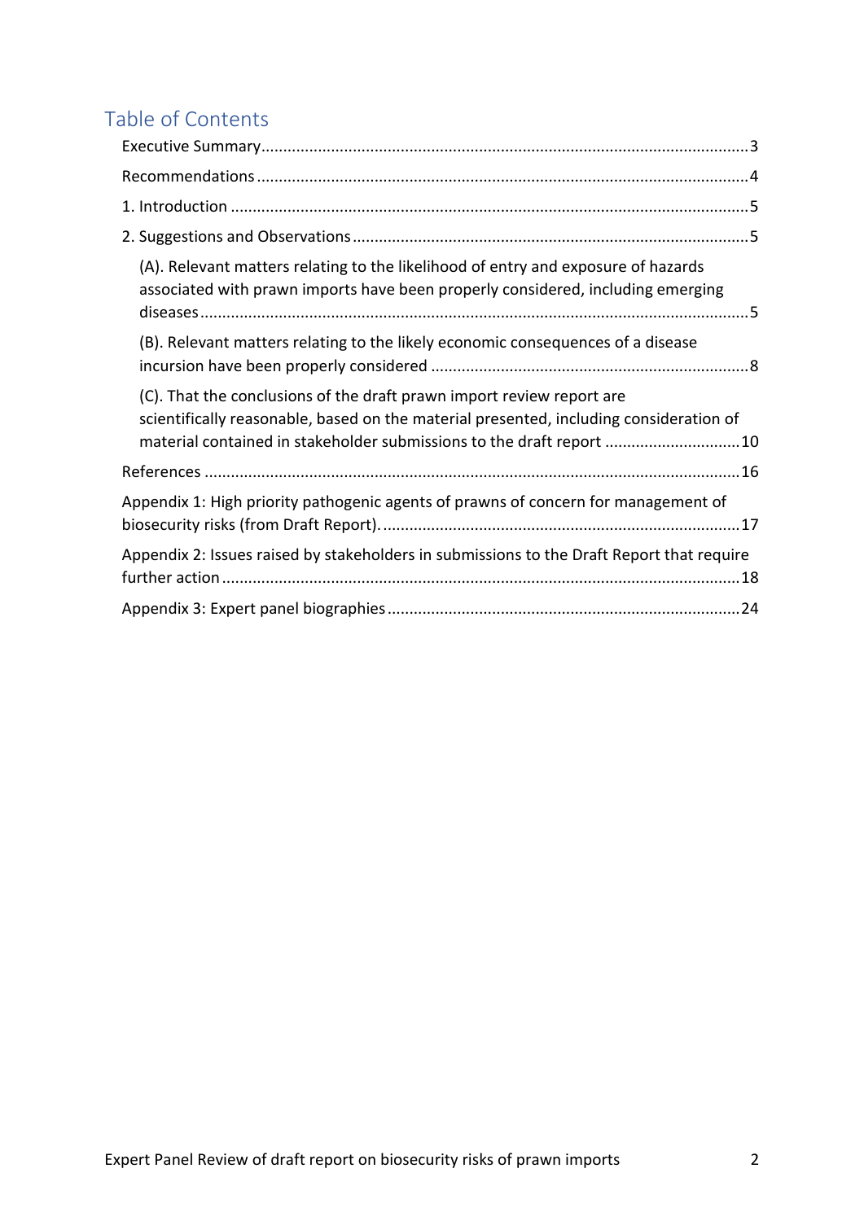# Table of Contents

Executive Summary.....3

Recommendations.....4

1. Introduction.....5

2. Suggestions and Observations.....5

   (A). Relevant matters relating to the likelihood of entry and exposure of hazards associated with prawn imports have been properly considered, including emerging diseases.....5

   (B). Relevant matters relating to the likely economic consequences of a disease incursion have been properly considered.....8

   (C). That the conclusions of the draft prawn import review report are scientifically reasonable, based on the material presented, including consideration of material contained in stakeholder submissions to the draft report.....10

References.....16

Appendix 1: High priority pathogenic agents of prawns of concern for management of biosecurity risks (from Draft Report).....17

Appendix 2: Issues raised by stakeholders in submissions to the Draft Report that require further action.....18

Appendix 3: Expert panel biographies.....24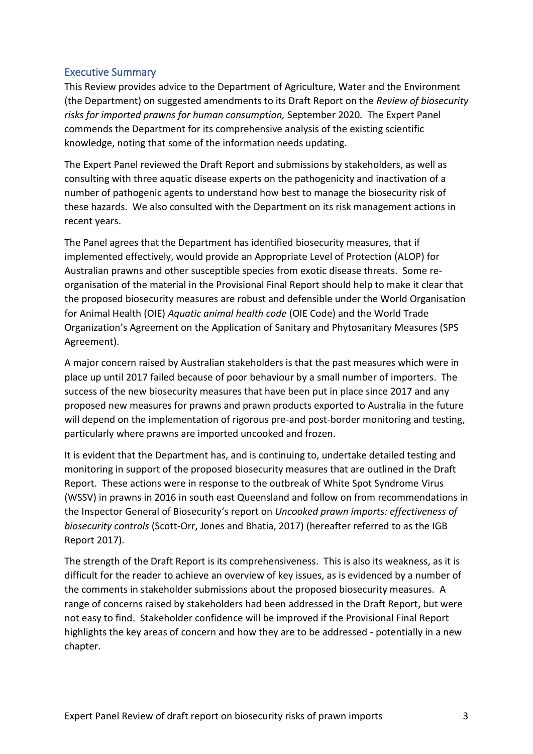## Executive Summary

This Review provides advice to the Department of Agriculture, Water and the Environment (the Department) on suggested amendments to its Draft Report on the *Review of biosecurity risks for imported prawns for human consumption,* September 2020*.* The Expert Panel commends the Department for its comprehensive analysis of the existing scientific knowledge, noting that some of the information needs updating.

The Expert Panel reviewed the Draft Report and submissions by stakeholders, as well as consulting with three aquatic disease experts on the pathogenicity and inactivation of a number of pathogenic agents to understand how best to manage the biosecurity risk of these hazards. We also consulted with the Department on its risk management actions in recent years.

The Panel agrees that the Department has identified biosecurity measures, that if implemented effectively, would provide an Appropriate Level of Protection (ALOP) for Australian prawns and other susceptible species from exotic disease threats. Some re-organisation of the material in the Provisional Final Report should help to make it clear that the proposed biosecurity measures are robust and defensible under the World Organisation for Animal Health (OIE) *Aquatic animal health code* (OIE Code) and the World Trade Organization's Agreement on the Application of Sanitary and Phytosanitary Measures (SPS Agreement).

A major concern raised by Australian stakeholders is that the past measures which were in place up until 2017 failed because of poor behaviour by a small number of importers. The success of the new biosecurity measures that have been put in place since 2017 and any proposed new measures for prawns and prawn products exported to Australia in the future will depend on the implementation of rigorous pre-and post-border monitoring and testing, particularly where prawns are imported uncooked and frozen.

It is evident that the Department has, and is continuing to, undertake detailed testing and monitoring in support of the proposed biosecurity measures that are outlined in the Draft Report. These actions were in response to the outbreak of White Spot Syndrome Virus (WSSV) in prawns in 2016 in south east Queensland and follow on from recommendations in the Inspector General of Biosecurity's report on *Uncooked prawn imports: effectiveness of biosecurity controls* (Scott-Orr, Jones and Bhatia, 2017) (hereafter referred to as the IGB Report 2017).

The strength of the Draft Report is its comprehensiveness. This is also its weakness, as it is difficult for the reader to achieve an overview of key issues, as is evidenced by a number of the comments in stakeholder submissions about the proposed biosecurity measures. A range of concerns raised by stakeholders had been addressed in the Draft Report, but were not easy to find. Stakeholder confidence will be improved if the Provisional Final Report highlights the key areas of concern and how they are to be addressed - potentially in a new chapter.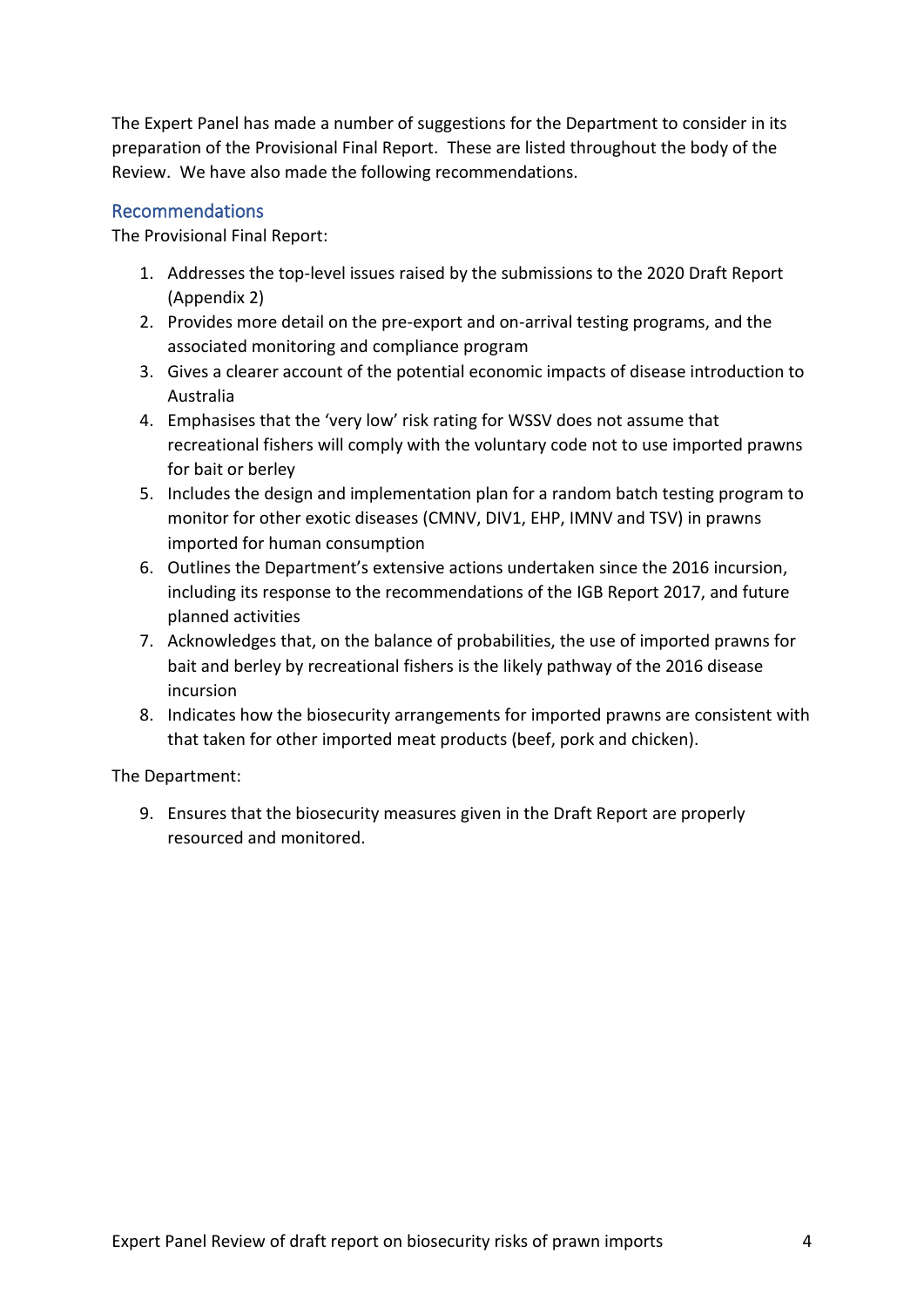The Expert Panel has made a number of suggestions for the Department to consider in its preparation of the Provisional Final Report. These are listed throughout the body of the Review. We have also made the following recommendations.

## Recommendations

The Provisional Final Report:

1. Addresses the top-level issues raised by the submissions to the 2020 Draft Report (Appendix 2)
2. Provides more detail on the pre-export and on-arrival testing programs, and the associated monitoring and compliance program
3. Gives a clearer account of the potential economic impacts of disease introduction to Australia
4. Emphasises that the 'very low' risk rating for WSSV does not assume that recreational fishers will comply with the voluntary code not to use imported prawns for bait or berley
5. Includes the design and implementation plan for a random batch testing program to monitor for other exotic diseases (CMNV, DIV1, EHP, IMNV and TSV) in prawns imported for human consumption
6. Outlines the Department's extensive actions undertaken since the 2016 incursion, including its response to the recommendations of the IGB Report 2017, and future planned activities
7. Acknowledges that, on the balance of probabilities, the use of imported prawns for bait and berley by recreational fishers is the likely pathway of the 2016 disease incursion
8. Indicates how the biosecurity arrangements for imported prawns are consistent with that taken for other imported meat products (beef, pork and chicken).

The Department:

9. Ensures that the biosecurity measures given in the Draft Report are properly resourced and monitored.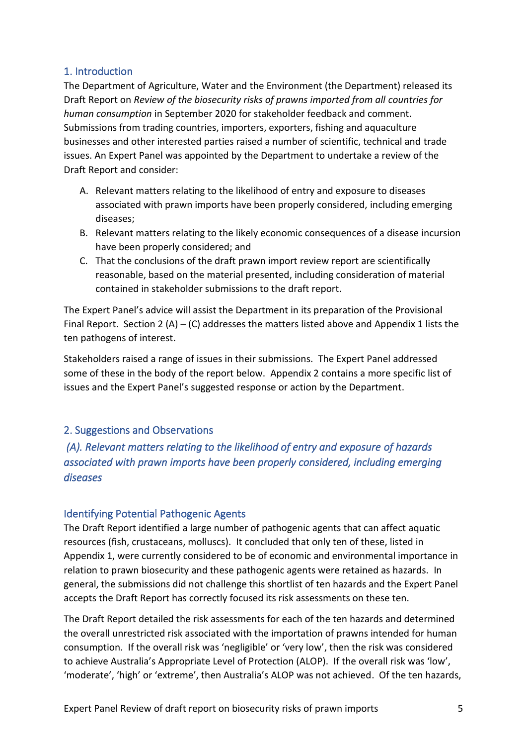## 1. Introduction

The Department of Agriculture, Water and the Environment (the Department) released its Draft Report on *Review of the biosecurity risks of prawns imported from all countries for human consumption* in September 2020 for stakeholder feedback and comment. Submissions from trading countries, importers, exporters, fishing and aquaculture businesses and other interested parties raised a number of scientific, technical and trade issues. An Expert Panel was appointed by the Department to undertake a review of the Draft Report and consider:

A. Relevant matters relating to the likelihood of entry and exposure to diseases associated with prawn imports have been properly considered, including emerging diseases;
B. Relevant matters relating to the likely economic consequences of a disease incursion have been properly considered; and
C. That the conclusions of the draft prawn import review report are scientifically reasonable, based on the material presented, including consideration of material contained in stakeholder submissions to the draft report.

The Expert Panel's advice will assist the Department in its preparation of the Provisional Final Report. Section 2 (A) – (C) addresses the matters listed above and Appendix 1 lists the ten pathogens of interest.

Stakeholders raised a range of issues in their submissions. The Expert Panel addressed some of these in the body of the report below. Appendix 2 contains a more specific list of issues and the Expert Panel's suggested response or action by the Department.

## 2. Suggestions and Observations

### *(A). Relevant matters relating to the likelihood of entry and exposure of hazards associated with prawn imports have been properly considered, including emerging diseases*

### Identifying Potential Pathogenic Agents

The Draft Report identified a large number of pathogenic agents that can affect aquatic resources (fish, crustaceans, molluscs). It concluded that only ten of these, listed in Appendix 1, were currently considered to be of economic and environmental importance in relation to prawn biosecurity and these pathogenic agents were retained as hazards. In general, the submissions did not challenge this shortlist of ten hazards and the Expert Panel accepts the Draft Report has correctly focused its risk assessments on these ten.

The Draft Report detailed the risk assessments for each of the ten hazards and determined the overall unrestricted risk associated with the importation of prawns intended for human consumption. If the overall risk was 'negligible' or 'very low', then the risk was considered to achieve Australia's Appropriate Level of Protection (ALOP). If the overall risk was 'low', 'moderate', 'high' or 'extreme', then Australia's ALOP was not achieved. Of the ten hazards,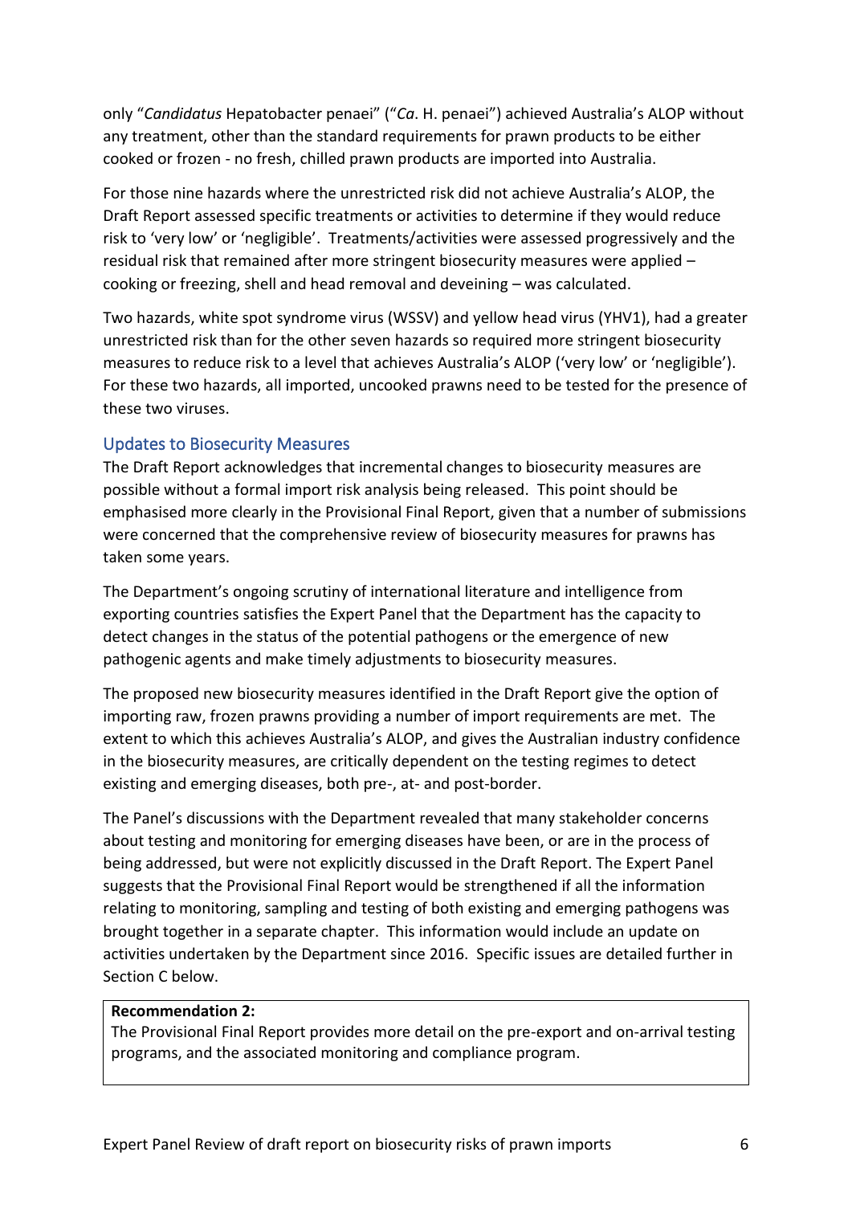only "*Candidatus* Hepatobacter penaei" ("*Ca*. H. penaei") achieved Australia's ALOP without any treatment, other than the standard requirements for prawn products to be either cooked or frozen - no fresh, chilled prawn products are imported into Australia.

For those nine hazards where the unrestricted risk did not achieve Australia's ALOP, the Draft Report assessed specific treatments or activities to determine if they would reduce risk to 'very low' or 'negligible'. Treatments/activities were assessed progressively and the residual risk that remained after more stringent biosecurity measures were applied – cooking or freezing, shell and head removal and deveining – was calculated.

Two hazards, white spot syndrome virus (WSSV) and yellow head virus (YHV1), had a greater unrestricted risk than for the other seven hazards so required more stringent biosecurity measures to reduce risk to a level that achieves Australia's ALOP ('very low' or 'negligible'). For these two hazards, all imported, uncooked prawns need to be tested for the presence of these two viruses.

## Updates to Biosecurity Measures

The Draft Report acknowledges that incremental changes to biosecurity measures are possible without a formal import risk analysis being released. This point should be emphasised more clearly in the Provisional Final Report, given that a number of submissions were concerned that the comprehensive review of biosecurity measures for prawns has taken some years.

The Department's ongoing scrutiny of international literature and intelligence from exporting countries satisfies the Expert Panel that the Department has the capacity to detect changes in the status of the potential pathogens or the emergence of new pathogenic agents and make timely adjustments to biosecurity measures.

The proposed new biosecurity measures identified in the Draft Report give the option of importing raw, frozen prawns providing a number of import requirements are met. The extent to which this achieves Australia's ALOP, and gives the Australian industry confidence in the biosecurity measures, are critically dependent on the testing regimes to detect existing and emerging diseases, both pre-, at- and post-border.

The Panel's discussions with the Department revealed that many stakeholder concerns about testing and monitoring for emerging diseases have been, or are in the process of being addressed, but were not explicitly discussed in the Draft Report. The Expert Panel suggests that the Provisional Final Report would be strengthened if all the information relating to monitoring, sampling and testing of both existing and emerging pathogens was brought together in a separate chapter. This information would include an update on activities undertaken by the Department since 2016. Specific issues are detailed further in Section C below.

**Recommendation 2:**
The Provisional Final Report provides more detail on the pre-export and on-arrival testing programs, and the associated monitoring and compliance program.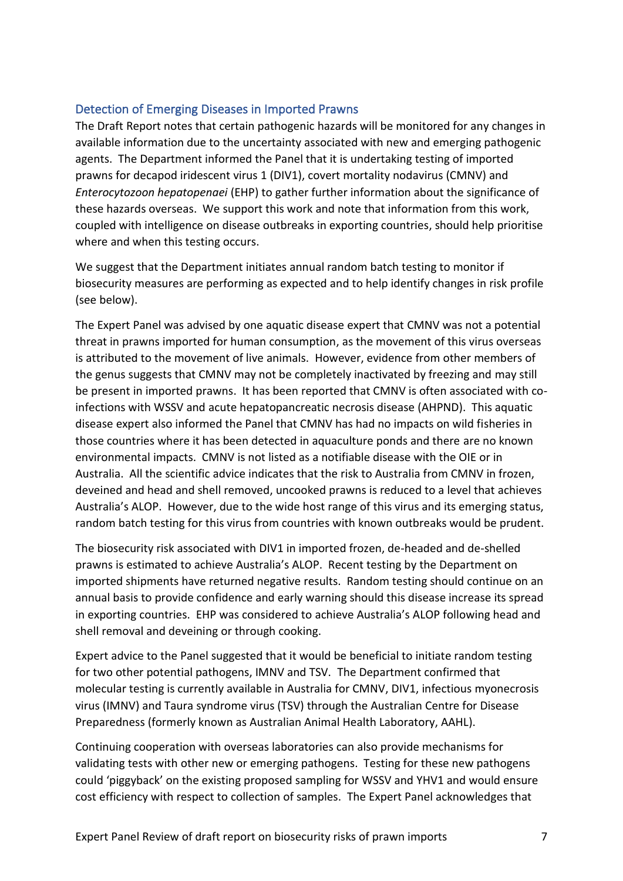## Detection of Emerging Diseases in Imported Prawns

The Draft Report notes that certain pathogenic hazards will be monitored for any changes in available information due to the uncertainty associated with new and emerging pathogenic agents. The Department informed the Panel that it is undertaking testing of imported prawns for decapod iridescent virus 1 (DIV1), covert mortality nodavirus (CMNV) and *Enterocytozoon hepatopenaei* (EHP) to gather further information about the significance of these hazards overseas. We support this work and note that information from this work, coupled with intelligence on disease outbreaks in exporting countries, should help prioritise where and when this testing occurs.

We suggest that the Department initiates annual random batch testing to monitor if biosecurity measures are performing as expected and to help identify changes in risk profile (see below).

The Expert Panel was advised by one aquatic disease expert that CMNV was not a potential threat in prawns imported for human consumption, as the movement of this virus overseas is attributed to the movement of live animals. However, evidence from other members of the genus suggests that CMNV may not be completely inactivated by freezing and may still be present in imported prawns. It has been reported that CMNV is often associated with co-infections with WSSV and acute hepatopancreatic necrosis disease (AHPND). This aquatic disease expert also informed the Panel that CMNV has had no impacts on wild fisheries in those countries where it has been detected in aquaculture ponds and there are no known environmental impacts. CMNV is not listed as a notifiable disease with the OIE or in Australia. All the scientific advice indicates that the risk to Australia from CMNV in frozen, deveined and head and shell removed, uncooked prawns is reduced to a level that achieves Australia's ALOP. However, due to the wide host range of this virus and its emerging status, random batch testing for this virus from countries with known outbreaks would be prudent.

The biosecurity risk associated with DIV1 in imported frozen, de-headed and de-shelled prawns is estimated to achieve Australia's ALOP. Recent testing by the Department on imported shipments have returned negative results. Random testing should continue on an annual basis to provide confidence and early warning should this disease increase its spread in exporting countries. EHP was considered to achieve Australia's ALOP following head and shell removal and deveining or through cooking.

Expert advice to the Panel suggested that it would be beneficial to initiate random testing for two other potential pathogens, IMNV and TSV. The Department confirmed that molecular testing is currently available in Australia for CMNV, DIV1, infectious myonecrosis virus (IMNV) and Taura syndrome virus (TSV) through the Australian Centre for Disease Preparedness (formerly known as Australian Animal Health Laboratory, AAHL).

Continuing cooperation with overseas laboratories can also provide mechanisms for validating tests with other new or emerging pathogens. Testing for these new pathogens could 'piggyback' on the existing proposed sampling for WSSV and YHV1 and would ensure cost efficiency with respect to collection of samples. The Expert Panel acknowledges that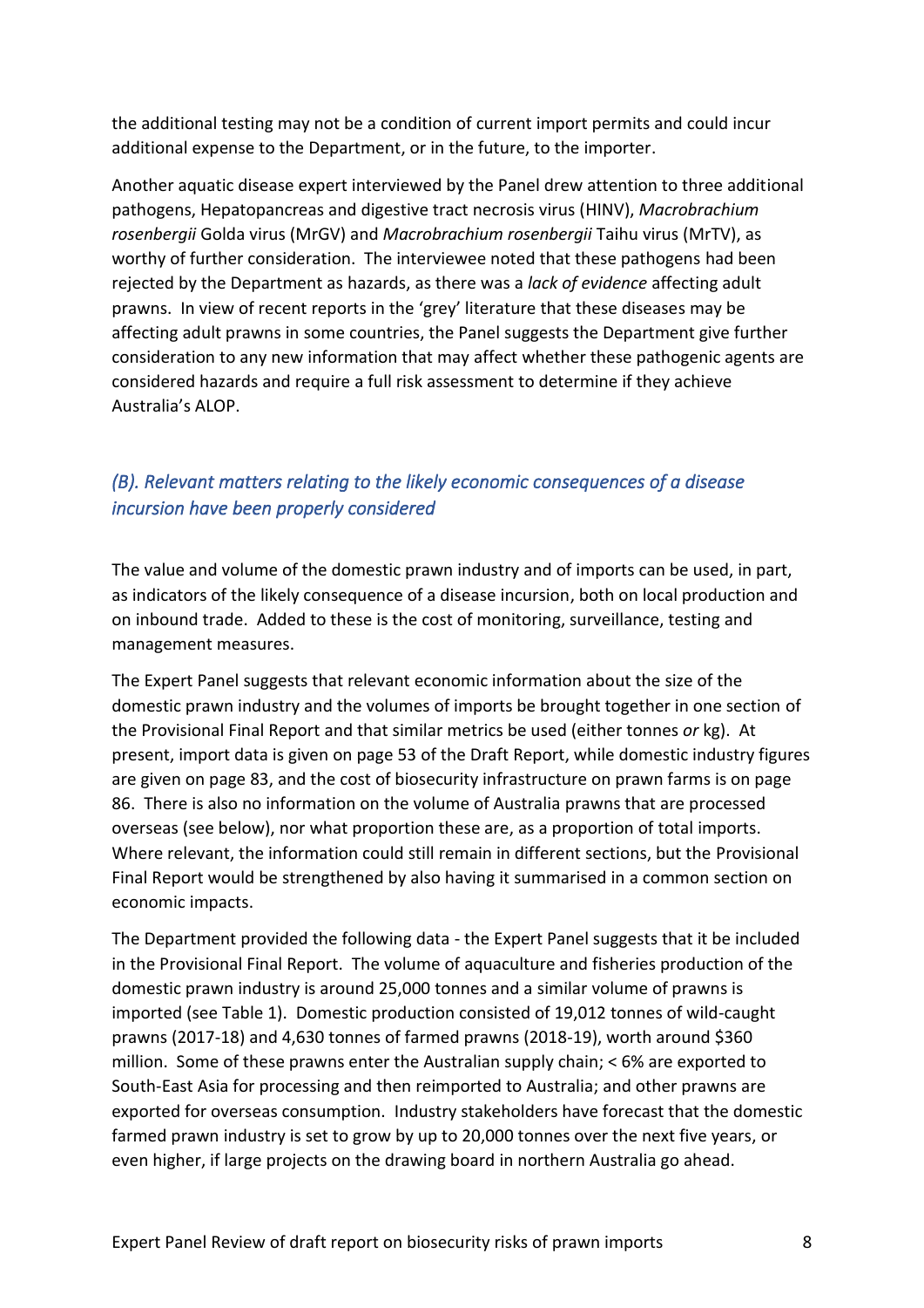the additional testing may not be a condition of current import permits and could incur additional expense to the Department, or in the future, to the importer.

Another aquatic disease expert interviewed by the Panel drew attention to three additional pathogens, Hepatopancreas and digestive tract necrosis virus (HINV), *Macrobrachium rosenbergii* Golda virus (MrGV) and *Macrobrachium rosenbergii* Taihu virus (MrTV), as worthy of further consideration. The interviewee noted that these pathogens had been rejected by the Department as hazards, as there was a *lack of evidence* affecting adult prawns. In view of recent reports in the 'grey' literature that these diseases may be affecting adult prawns in some countries, the Panel suggests the Department give further consideration to any new information that may affect whether these pathogenic agents are considered hazards and require a full risk assessment to determine if they achieve Australia's ALOP.

## *(B). Relevant matters relating to the likely economic consequences of a disease incursion have been properly considered*

The value and volume of the domestic prawn industry and of imports can be used, in part, as indicators of the likely consequence of a disease incursion, both on local production and on inbound trade. Added to these is the cost of monitoring, surveillance, testing and management measures.

The Expert Panel suggests that relevant economic information about the size of the domestic prawn industry and the volumes of imports be brought together in one section of the Provisional Final Report and that similar metrics be used (either tonnes *or* kg). At present, import data is given on page 53 of the Draft Report, while domestic industry figures are given on page 83, and the cost of biosecurity infrastructure on prawn farms is on page 86. There is also no information on the volume of Australia prawns that are processed overseas (see below), nor what proportion these are, as a proportion of total imports. Where relevant, the information could still remain in different sections, but the Provisional Final Report would be strengthened by also having it summarised in a common section on economic impacts.

The Department provided the following data - the Expert Panel suggests that it be included in the Provisional Final Report. The volume of aquaculture and fisheries production of the domestic prawn industry is around 25,000 tonnes and a similar volume of prawns is imported (see Table 1). Domestic production consisted of 19,012 tonnes of wild-caught prawns (2017-18) and 4,630 tonnes of farmed prawns (2018-19), worth around $360 million. Some of these prawns enter the Australian supply chain; < 6% are exported to South-East Asia for processing and then reimported to Australia; and other prawns are exported for overseas consumption. Industry stakeholders have forecast that the domestic farmed prawn industry is set to grow by up to 20,000 tonnes over the next five years, or even higher, if large projects on the drawing board in northern Australia go ahead.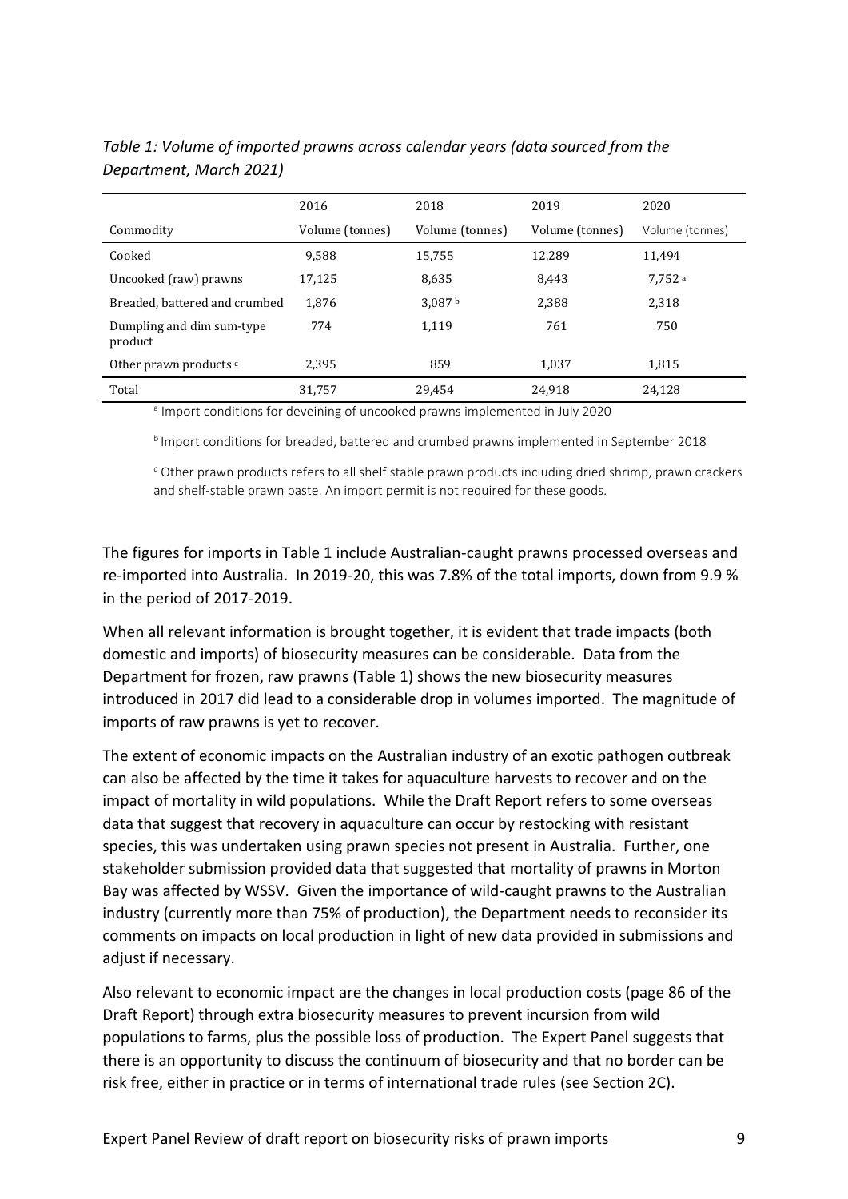*Table 1: Volume of imported prawns across calendar years (data sourced from the Department, March 2021)*

| | 2016 | 2018 | 2019 | 2020 |
|---|---|---|---|---|
| Commodity | Volume (tonnes) | Volume (tonnes) | Volume (tonnes) | Volume (tonnes) |
| Cooked | 9,588 | 15,755 | 12,289 | 11,494 |
| Uncooked (raw) prawns | 17,125 | 8,635 | 8,443 | 7,752 [a] |
| Breaded, battered and crumbed | 1,876 | 3,087 [b] | 2,388 | 2,318 |
| Dumpling and dim sum-type product | 774 | 1,119 | 761 | 750 |
| Other prawn products [c] | 2,395 | 859 | 1,037 | 1,815 |
| Total | 31,757 | 29,454 | 24,918 | 24,128 |

[a] Import conditions for deveining of uncooked prawns implemented in July 2020

[b] Import conditions for breaded, battered and crumbed prawns implemented in September 2018

[c] Other prawn products refers to all shelf stable prawn products including dried shrimp, prawn crackers and shelf-stable prawn paste. An import permit is not required for these goods.

The figures for imports in Table 1 include Australian-caught prawns processed overseas and re-imported into Australia. In 2019-20, this was 7.8% of the total imports, down from 9.9 % in the period of 2017-2019.

When all relevant information is brought together, it is evident that trade impacts (both domestic and imports) of biosecurity measures can be considerable. Data from the Department for frozen, raw prawns (Table 1) shows the new biosecurity measures introduced in 2017 did lead to a considerable drop in volumes imported. The magnitude of imports of raw prawns is yet to recover.

The extent of economic impacts on the Australian industry of an exotic pathogen outbreak can also be affected by the time it takes for aquaculture harvests to recover and on the impact of mortality in wild populations. While the Draft Report refers to some overseas data that suggest that recovery in aquaculture can occur by restocking with resistant species, this was undertaken using prawn species not present in Australia. Further, one stakeholder submission provided data that suggested that mortality of prawns in Morton Bay was affected by WSSV. Given the importance of wild-caught prawns to the Australian industry (currently more than 75% of production), the Department needs to reconsider its comments on impacts on local production in light of new data provided in submissions and adjust if necessary.

Also relevant to economic impact are the changes in local production costs (page 86 of the Draft Report) through extra biosecurity measures to prevent incursion from wild populations to farms, plus the possible loss of production. The Expert Panel suggests that there is an opportunity to discuss the continuum of biosecurity and that no border can be risk free, either in practice or in terms of international trade rules (see Section 2C).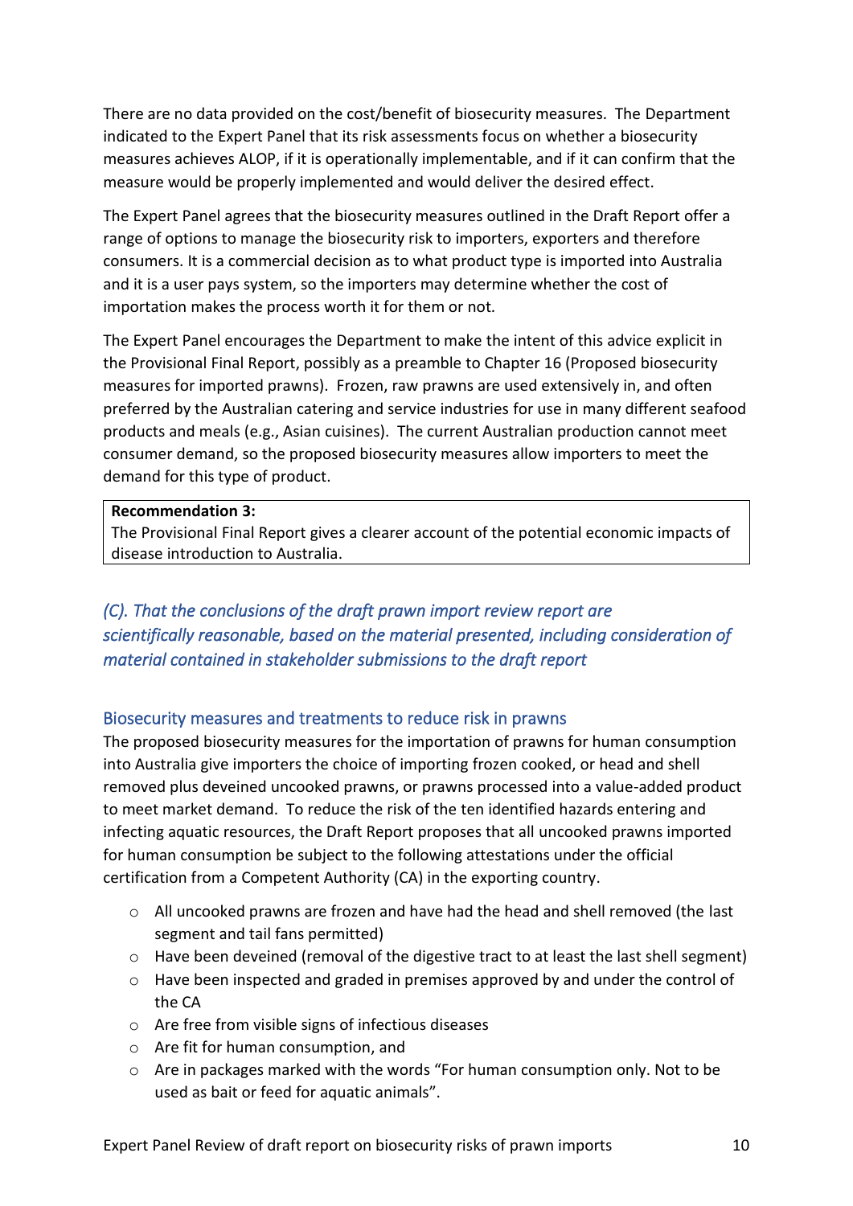There are no data provided on the cost/benefit of biosecurity measures. The Department indicated to the Expert Panel that its risk assessments focus on whether a biosecurity measures achieves ALOP, if it is operationally implementable, and if it can confirm that the measure would be properly implemented and would deliver the desired effect.

The Expert Panel agrees that the biosecurity measures outlined in the Draft Report offer a range of options to manage the biosecurity risk to importers, exporters and therefore consumers. It is a commercial decision as to what product type is imported into Australia and it is a user pays system, so the importers may determine whether the cost of importation makes the process worth it for them or not.

The Expert Panel encourages the Department to make the intent of this advice explicit in the Provisional Final Report, possibly as a preamble to Chapter 16 (Proposed biosecurity measures for imported prawns). Frozen, raw prawns are used extensively in, and often preferred by the Australian catering and service industries for use in many different seafood products and meals (e.g., Asian cuisines). The current Australian production cannot meet consumer demand, so the proposed biosecurity measures allow importers to meet the demand for this type of product.

> **Recommendation 3:**
> The Provisional Final Report gives a clearer account of the potential economic impacts of disease introduction to Australia.

## *(C). That the conclusions of the draft prawn import review report are scientifically reasonable, based on the material presented, including consideration of material contained in stakeholder submissions to the draft report*

### Biosecurity measures and treatments to reduce risk in prawns

The proposed biosecurity measures for the importation of prawns for human consumption into Australia give importers the choice of importing frozen cooked, or head and shell removed plus deveined uncooked prawns, or prawns processed into a value-added product to meet market demand. To reduce the risk of the ten identified hazards entering and infecting aquatic resources, the Draft Report proposes that all uncooked prawns imported for human consumption be subject to the following attestations under the official certification from a Competent Authority (CA) in the exporting country.

- All uncooked prawns are frozen and have had the head and shell removed (the last segment and tail fans permitted)
- Have been deveined (removal of the digestive tract to at least the last shell segment)
- Have been inspected and graded in premises approved by and under the control of the CA
- Are free from visible signs of infectious diseases
- Are fit for human consumption, and
- Are in packages marked with the words "For human consumption only. Not to be used as bait or feed for aquatic animals".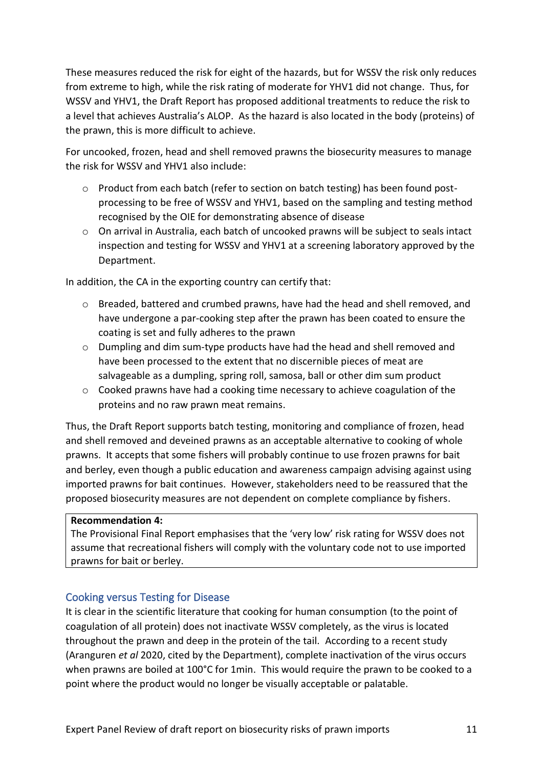These measures reduced the risk for eight of the hazards, but for WSSV the risk only reduces from extreme to high, while the risk rating of moderate for YHV1 did not change. Thus, for WSSV and YHV1, the Draft Report has proposed additional treatments to reduce the risk to a level that achieves Australia's ALOP. As the hazard is also located in the body (proteins) of the prawn, this is more difficult to achieve.

For uncooked, frozen, head and shell removed prawns the biosecurity measures to manage the risk for WSSV and YHV1 also include:

- Product from each batch (refer to section on batch testing) has been found post-processing to be free of WSSV and YHV1, based on the sampling and testing method recognised by the OIE for demonstrating absence of disease
- On arrival in Australia, each batch of uncooked prawns will be subject to seals intact inspection and testing for WSSV and YHV1 at a screening laboratory approved by the Department.

In addition, the CA in the exporting country can certify that:

- Breaded, battered and crumbed prawns, have had the head and shell removed, and have undergone a par-cooking step after the prawn has been coated to ensure the coating is set and fully adheres to the prawn
- Dumpling and dim sum-type products have had the head and shell removed and have been processed to the extent that no discernible pieces of meat are salvageable as a dumpling, spring roll, samosa, ball or other dim sum product
- Cooked prawns have had a cooking time necessary to achieve coagulation of the proteins and no raw prawn meat remains.

Thus, the Draft Report supports batch testing, monitoring and compliance of frozen, head and shell removed and deveined prawns as an acceptable alternative to cooking of whole prawns. It accepts that some fishers will probably continue to use frozen prawns for bait and berley, even though a public education and awareness campaign advising against using imported prawns for bait continues. However, stakeholders need to be reassured that the proposed biosecurity measures are not dependent on complete compliance by fishers.

> **Recommendation 4:**
> The Provisional Final Report emphasises that the 'very low' risk rating for WSSV does not assume that recreational fishers will comply with the voluntary code not to use imported prawns for bait or berley.

## Cooking versus Testing for Disease

It is clear in the scientific literature that cooking for human consumption (to the point of coagulation of all protein) does not inactivate WSSV completely, as the virus is located throughout the prawn and deep in the protein of the tail. According to a recent study (Aranguren *et al* 2020, cited by the Department), complete inactivation of the virus occurs when prawns are boiled at 100°C for 1min. This would require the prawn to be cooked to a point where the product would no longer be visually acceptable or palatable.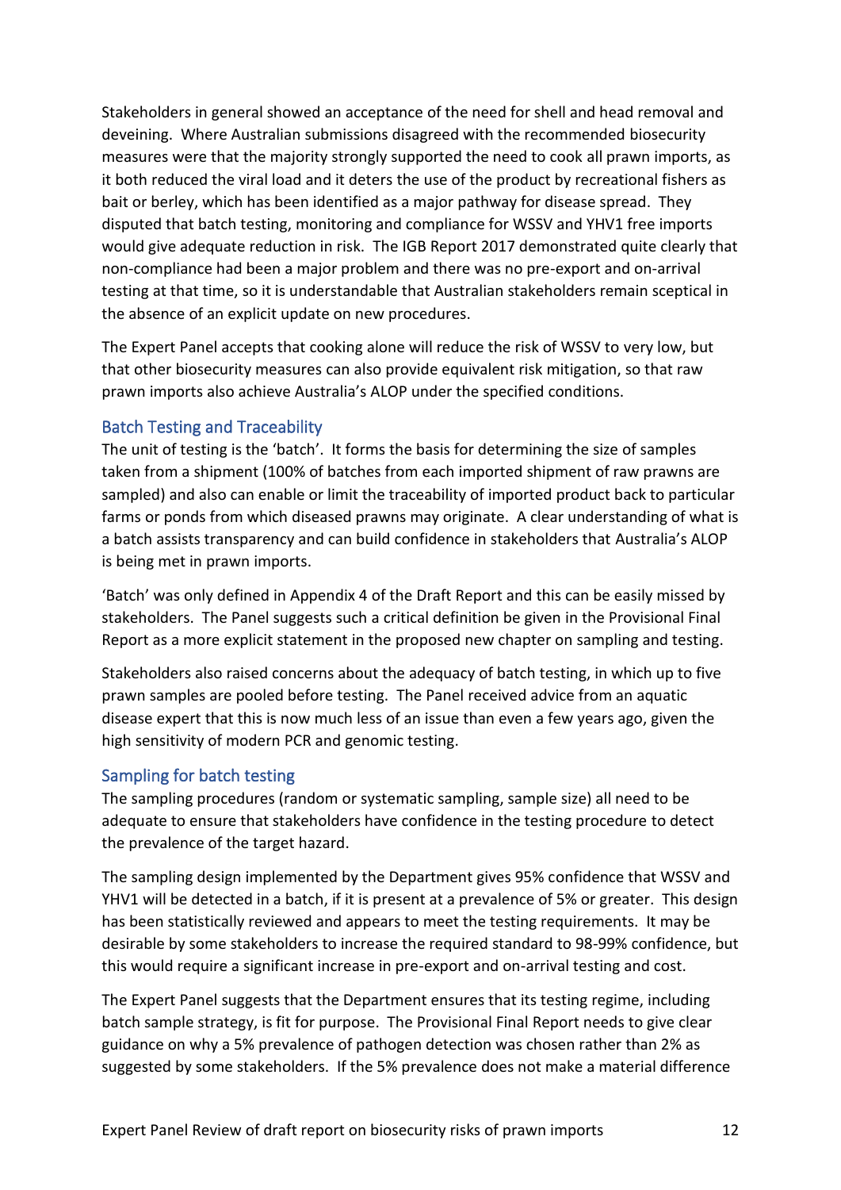Stakeholders in general showed an acceptance of the need for shell and head removal and deveining. Where Australian submissions disagreed with the recommended biosecurity measures were that the majority strongly supported the need to cook all prawn imports, as it both reduced the viral load and it deters the use of the product by recreational fishers as bait or berley, which has been identified as a major pathway for disease spread. They disputed that batch testing, monitoring and compliance for WSSV and YHV1 free imports would give adequate reduction in risk. The IGB Report 2017 demonstrated quite clearly that non-compliance had been a major problem and there was no pre-export and on-arrival testing at that time, so it is understandable that Australian stakeholders remain sceptical in the absence of an explicit update on new procedures.

The Expert Panel accepts that cooking alone will reduce the risk of WSSV to very low, but that other biosecurity measures can also provide equivalent risk mitigation, so that raw prawn imports also achieve Australia's ALOP under the specified conditions.

### Batch Testing and Traceability

The unit of testing is the 'batch'. It forms the basis for determining the size of samples taken from a shipment (100% of batches from each imported shipment of raw prawns are sampled) and also can enable or limit the traceability of imported product back to particular farms or ponds from which diseased prawns may originate. A clear understanding of what is a batch assists transparency and can build confidence in stakeholders that Australia's ALOP is being met in prawn imports.

'Batch' was only defined in Appendix 4 of the Draft Report and this can be easily missed by stakeholders. The Panel suggests such a critical definition be given in the Provisional Final Report as a more explicit statement in the proposed new chapter on sampling and testing.

Stakeholders also raised concerns about the adequacy of batch testing, in which up to five prawn samples are pooled before testing. The Panel received advice from an aquatic disease expert that this is now much less of an issue than even a few years ago, given the high sensitivity of modern PCR and genomic testing.

### Sampling for batch testing

The sampling procedures (random or systematic sampling, sample size) all need to be adequate to ensure that stakeholders have confidence in the testing procedure to detect the prevalence of the target hazard.

The sampling design implemented by the Department gives 95% confidence that WSSV and YHV1 will be detected in a batch, if it is present at a prevalence of 5% or greater. This design has been statistically reviewed and appears to meet the testing requirements. It may be desirable by some stakeholders to increase the required standard to 98-99% confidence, but this would require a significant increase in pre-export and on-arrival testing and cost.

The Expert Panel suggests that the Department ensures that its testing regime, including batch sample strategy, is fit for purpose. The Provisional Final Report needs to give clear guidance on why a 5% prevalence of pathogen detection was chosen rather than 2% as suggested by some stakeholders. If the 5% prevalence does not make a material difference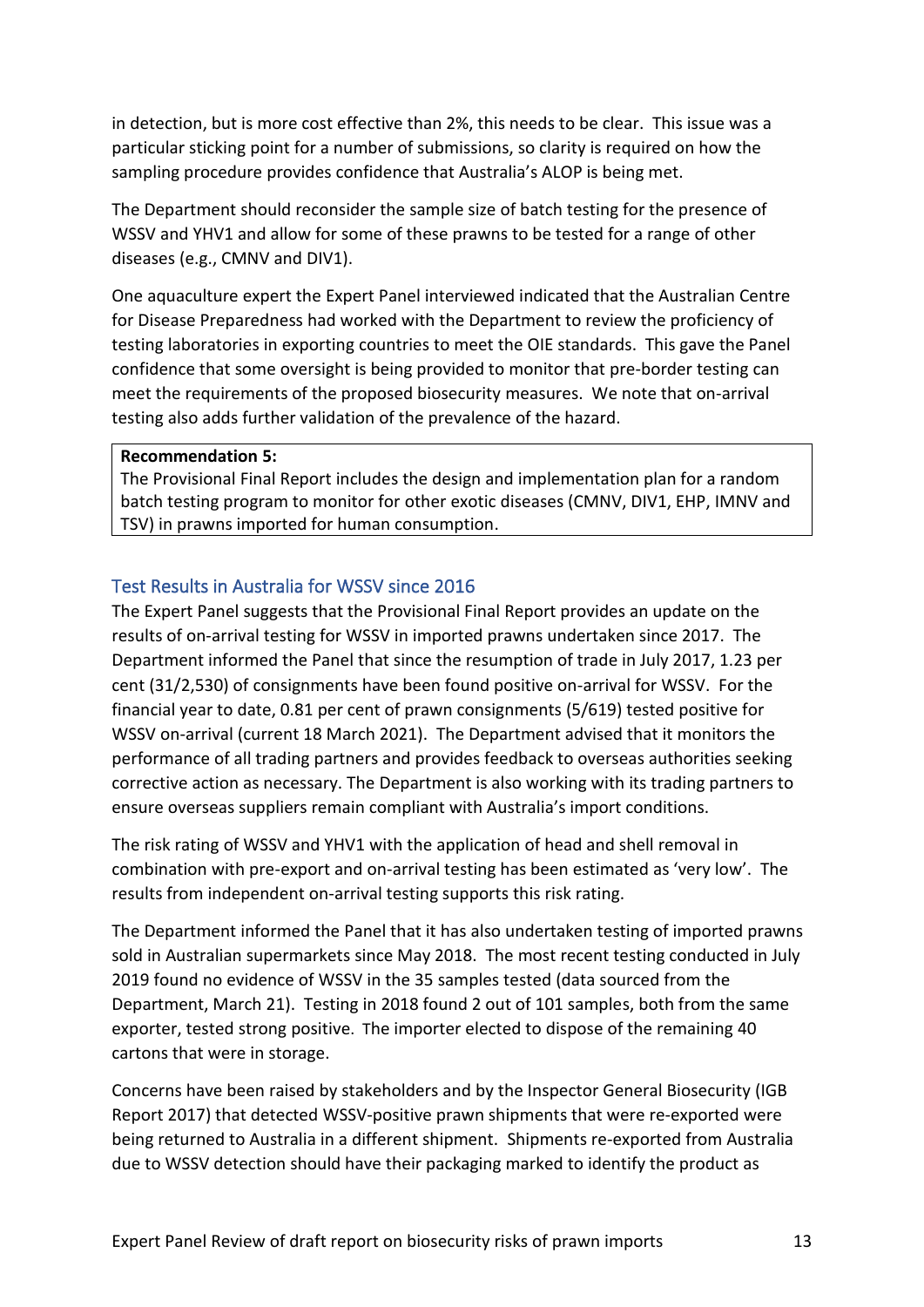in detection, but is more cost effective than 2%, this needs to be clear. This issue was a particular sticking point for a number of submissions, so clarity is required on how the sampling procedure provides confidence that Australia's ALOP is being met.

The Department should reconsider the sample size of batch testing for the presence of WSSV and YHV1 and allow for some of these prawns to be tested for a range of other diseases (e.g., CMNV and DIV1).

One aquaculture expert the Expert Panel interviewed indicated that the Australian Centre for Disease Preparedness had worked with the Department to review the proficiency of testing laboratories in exporting countries to meet the OIE standards. This gave the Panel confidence that some oversight is being provided to monitor that pre-border testing can meet the requirements of the proposed biosecurity measures. We note that on-arrival testing also adds further validation of the prevalence of the hazard.

> **Recommendation 5:**
> The Provisional Final Report includes the design and implementation plan for a random batch testing program to monitor for other exotic diseases (CMNV, DIV1, EHP, IMNV and TSV) in prawns imported for human consumption.

## Test Results in Australia for WSSV since 2016

The Expert Panel suggests that the Provisional Final Report provides an update on the results of on-arrival testing for WSSV in imported prawns undertaken since 2017. The Department informed the Panel that since the resumption of trade in July 2017, 1.23 per cent (31/2,530) of consignments have been found positive on-arrival for WSSV. For the financial year to date, 0.81 per cent of prawn consignments (5/619) tested positive for WSSV on-arrival (current 18 March 2021). The Department advised that it monitors the performance of all trading partners and provides feedback to overseas authorities seeking corrective action as necessary. The Department is also working with its trading partners to ensure overseas suppliers remain compliant with Australia's import conditions.

The risk rating of WSSV and YHV1 with the application of head and shell removal in combination with pre-export and on-arrival testing has been estimated as 'very low'. The results from independent on-arrival testing supports this risk rating.

The Department informed the Panel that it has also undertaken testing of imported prawns sold in Australian supermarkets since May 2018. The most recent testing conducted in July 2019 found no evidence of WSSV in the 35 samples tested (data sourced from the Department, March 21). Testing in 2018 found 2 out of 101 samples, both from the same exporter, tested strong positive. The importer elected to dispose of the remaining 40 cartons that were in storage.

Concerns have been raised by stakeholders and by the Inspector General Biosecurity (IGB Report 2017) that detected WSSV-positive prawn shipments that were re-exported were being returned to Australia in a different shipment. Shipments re-exported from Australia due to WSSV detection should have their packaging marked to identify the product as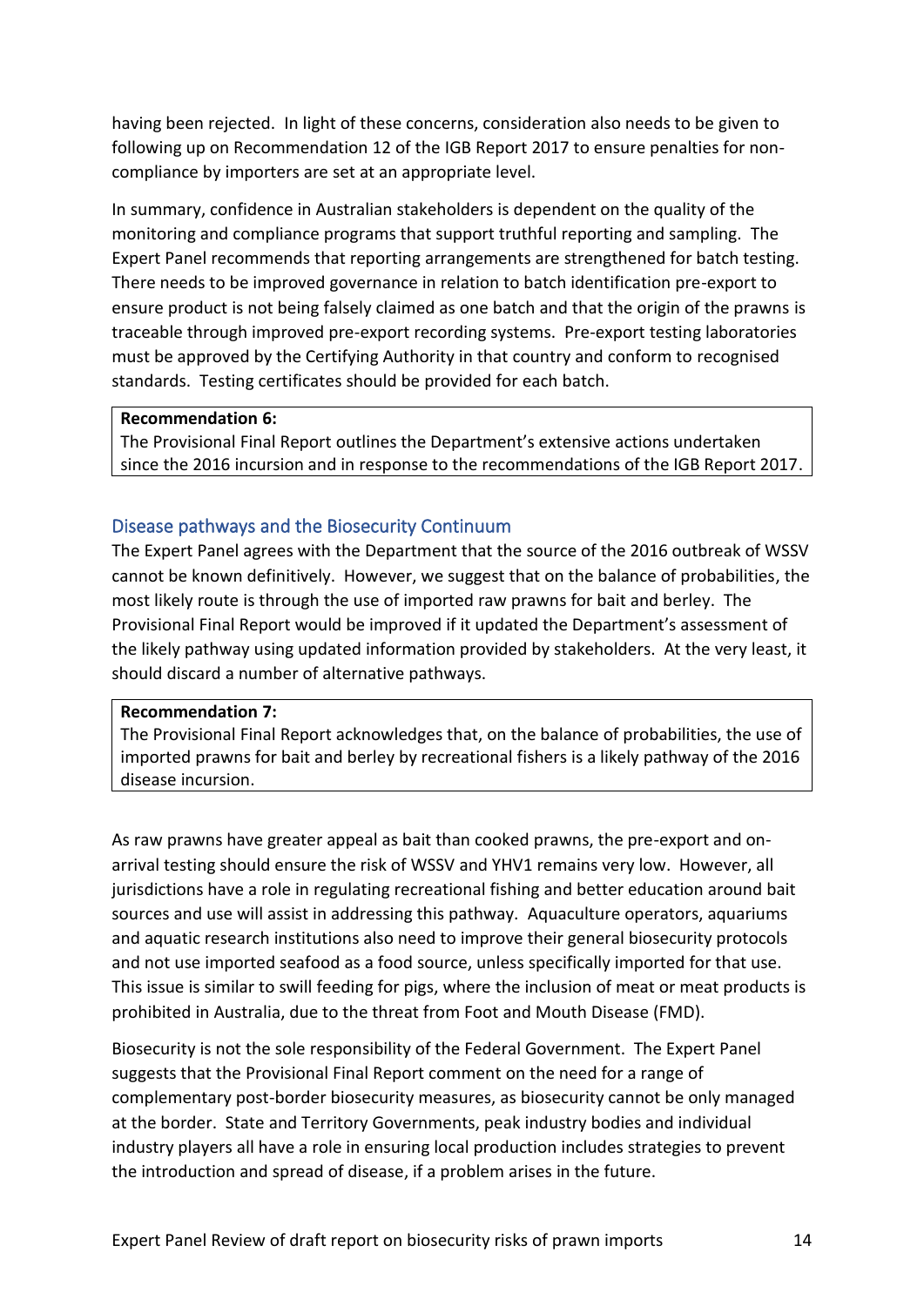having been rejected. In light of these concerns, consideration also needs to be given to following up on Recommendation 12 of the IGB Report 2017 to ensure penalties for non-compliance by importers are set at an appropriate level.

In summary, confidence in Australian stakeholders is dependent on the quality of the monitoring and compliance programs that support truthful reporting and sampling. The Expert Panel recommends that reporting arrangements are strengthened for batch testing. There needs to be improved governance in relation to batch identification pre-export to ensure product is not being falsely claimed as one batch and that the origin of the prawns is traceable through improved pre-export recording systems. Pre-export testing laboratories must be approved by the Certifying Authority in that country and conform to recognised standards. Testing certificates should be provided for each batch.

> **Recommendation 6:**
> The Provisional Final Report outlines the Department's extensive actions undertaken since the 2016 incursion and in response to the recommendations of the IGB Report 2017.

## Disease pathways and the Biosecurity Continuum

The Expert Panel agrees with the Department that the source of the 2016 outbreak of WSSV cannot be known definitively. However, we suggest that on the balance of probabilities, the most likely route is through the use of imported raw prawns for bait and berley. The Provisional Final Report would be improved if it updated the Department's assessment of the likely pathway using updated information provided by stakeholders. At the very least, it should discard a number of alternative pathways.

> **Recommendation 7:**
> The Provisional Final Report acknowledges that, on the balance of probabilities, the use of imported prawns for bait and berley by recreational fishers is a likely pathway of the 2016 disease incursion.

As raw prawns have greater appeal as bait than cooked prawns, the pre-export and on-arrival testing should ensure the risk of WSSV and YHV1 remains very low. However, all jurisdictions have a role in regulating recreational fishing and better education around bait sources and use will assist in addressing this pathway. Aquaculture operators, aquariums and aquatic research institutions also need to improve their general biosecurity protocols and not use imported seafood as a food source, unless specifically imported for that use. This issue is similar to swill feeding for pigs, where the inclusion of meat or meat products is prohibited in Australia, due to the threat from Foot and Mouth Disease (FMD).

Biosecurity is not the sole responsibility of the Federal Government. The Expert Panel suggests that the Provisional Final Report comment on the need for a range of complementary post-border biosecurity measures, as biosecurity cannot be only managed at the border. State and Territory Governments, peak industry bodies and individual industry players all have a role in ensuring local production includes strategies to prevent the introduction and spread of disease, if a problem arises in the future.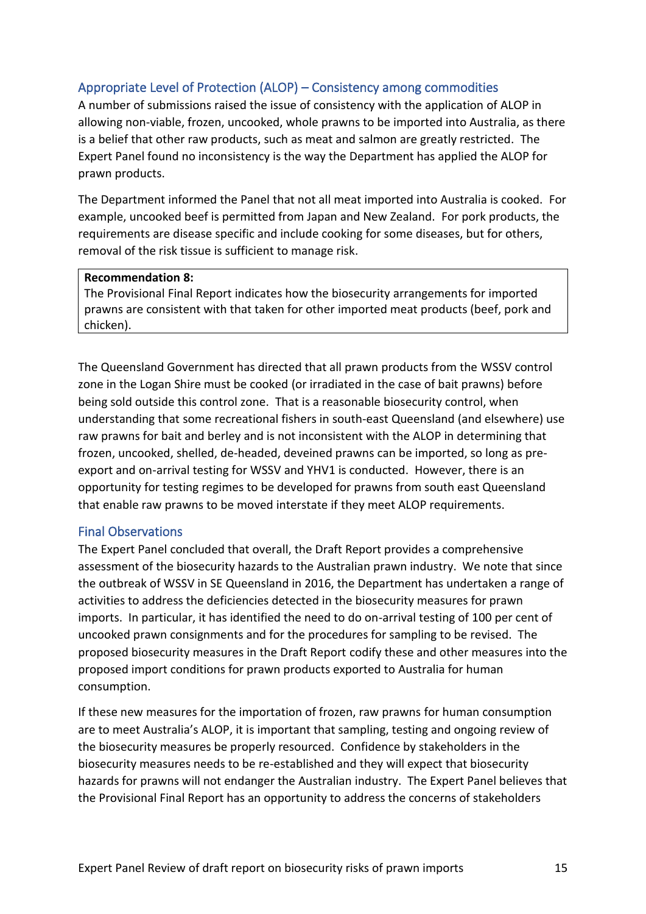## Appropriate Level of Protection (ALOP) – Consistency among commodities

A number of submissions raised the issue of consistency with the application of ALOP in allowing non-viable, frozen, uncooked, whole prawns to be imported into Australia, as there is a belief that other raw products, such as meat and salmon are greatly restricted. The Expert Panel found no inconsistency is the way the Department has applied the ALOP for prawn products.

The Department informed the Panel that not all meat imported into Australia is cooked. For example, uncooked beef is permitted from Japan and New Zealand. For pork products, the requirements are disease specific and include cooking for some diseases, but for others, removal of the risk tissue is sufficient to manage risk.

> **Recommendation 8:**
> The Provisional Final Report indicates how the biosecurity arrangements for imported prawns are consistent with that taken for other imported meat products (beef, pork and chicken).

The Queensland Government has directed that all prawn products from the WSSV control zone in the Logan Shire must be cooked (or irradiated in the case of bait prawns) before being sold outside this control zone. That is a reasonable biosecurity control, when understanding that some recreational fishers in south-east Queensland (and elsewhere) use raw prawns for bait and berley and is not inconsistent with the ALOP in determining that frozen, uncooked, shelled, de-headed, deveined prawns can be imported, so long as pre-export and on-arrival testing for WSSV and YHV1 is conducted. However, there is an opportunity for testing regimes to be developed for prawns from south east Queensland that enable raw prawns to be moved interstate if they meet ALOP requirements.

## Final Observations

The Expert Panel concluded that overall, the Draft Report provides a comprehensive assessment of the biosecurity hazards to the Australian prawn industry. We note that since the outbreak of WSSV in SE Queensland in 2016, the Department has undertaken a range of activities to address the deficiencies detected in the biosecurity measures for prawn imports. In particular, it has identified the need to do on-arrival testing of 100 per cent of uncooked prawn consignments and for the procedures for sampling to be revised. The proposed biosecurity measures in the Draft Report codify these and other measures into the proposed import conditions for prawn products exported to Australia for human consumption.

If these new measures for the importation of frozen, raw prawns for human consumption are to meet Australia's ALOP, it is important that sampling, testing and ongoing review of the biosecurity measures be properly resourced. Confidence by stakeholders in the biosecurity measures needs to be re-established and they will expect that biosecurity hazards for prawns will not endanger the Australian industry. The Expert Panel believes that the Provisional Final Report has an opportunity to address the concerns of stakeholders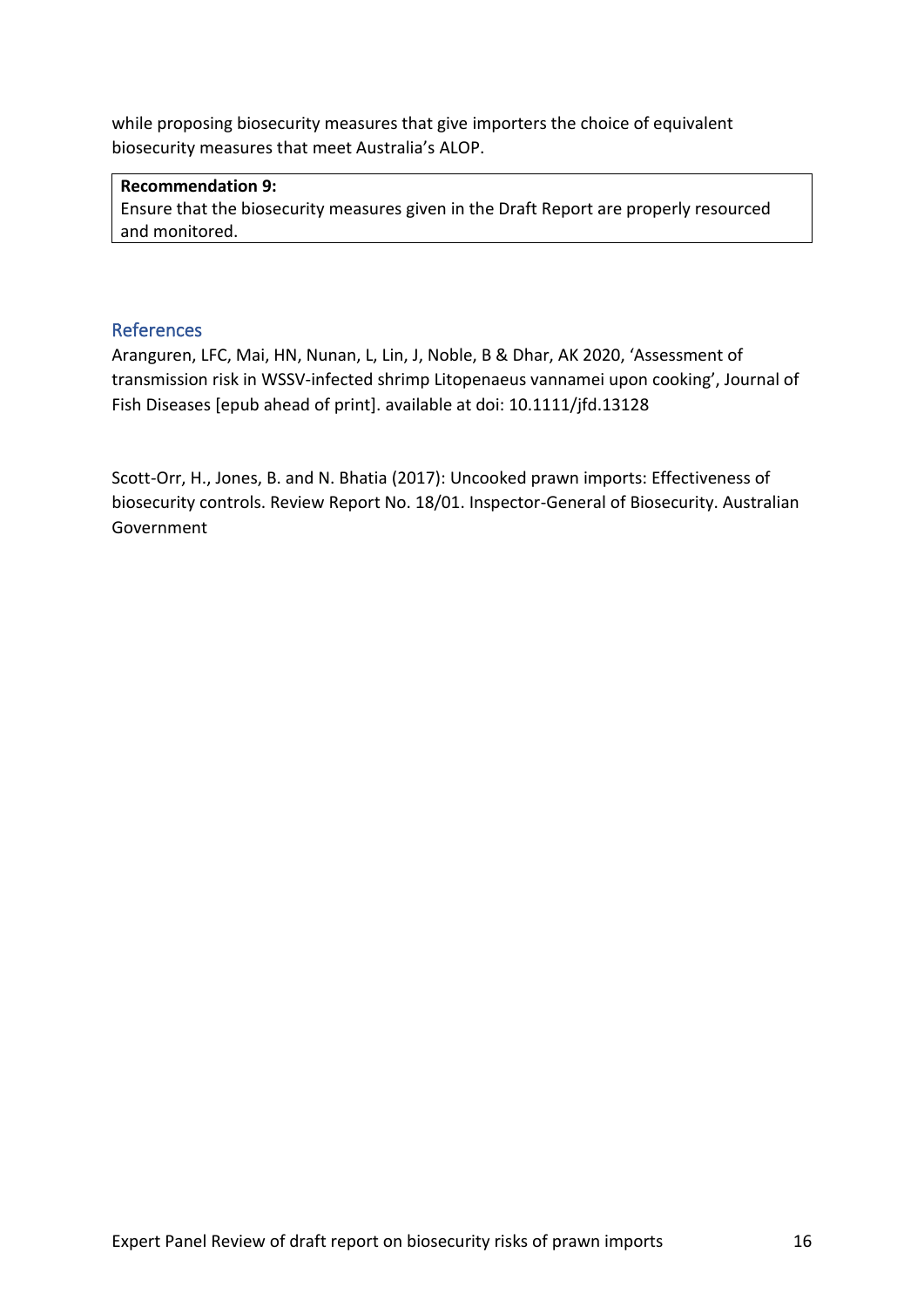while proposing biosecurity measures that give importers the choice of equivalent biosecurity measures that meet Australia's ALOP.

> **Recommendation 9:**
> Ensure that the biosecurity measures given in the Draft Report are properly resourced and monitored.

## References

Aranguren, LFC, Mai, HN, Nunan, L, Lin, J, Noble, B & Dhar, AK 2020, 'Assessment of transmission risk in WSSV-infected shrimp Litopenaeus vannamei upon cooking', Journal of Fish Diseases [epub ahead of print]. available at doi: 10.1111/jfd.13128

Scott-Orr, H., Jones, B. and N. Bhatia (2017): Uncooked prawn imports: Effectiveness of biosecurity controls. Review Report No. 18/01. Inspector-General of Biosecurity. Australian Government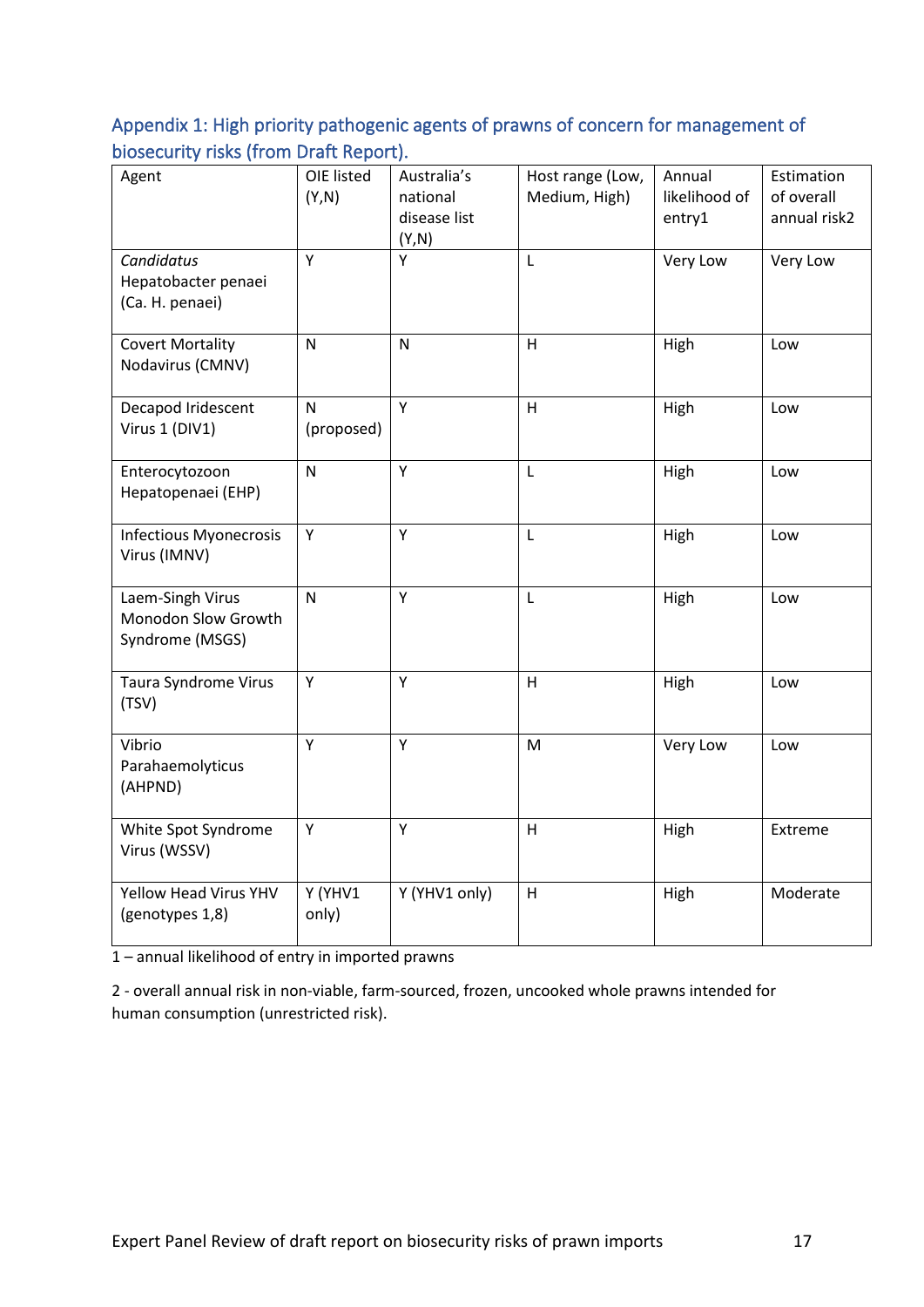## Appendix 1: High priority pathogenic agents of prawns of concern for management of biosecurity risks (from Draft Report).

| Agent | OIE listed (Y,N) | Australia's national disease list (Y,N) | Host range (Low, Medium, High) | Annual likelihood of entry1 | Estimation of overall annual risk2 |
|---|---|---|---|---|---|
| *Candidatus* Hepatobacter penaei (Ca. H. penaei) | Y | Y | L | Very Low | Very Low |
| Covert Mortality Nodavirus (CMNV) | N | N | H | High | Low |
| Decapod Iridescent Virus 1 (DIV1) | N (proposed) | Y | H | High | Low |
| Enterocytozoon Hepatopenaei (EHP) | N | Y | L | High | Low |
| Infectious Myonecrosis Virus (IMNV) | Y | Y | L | High | Low |
| Laem-Singh Virus Monodon Slow Growth Syndrome (MSGS) | N | Y | L | High | Low |
| Taura Syndrome Virus (TSV) | Y | Y | H | High | Low |
| Vibrio Parahaemolyticus (AHPND) | Y | Y | M | Very Low | Low |
| White Spot Syndrome Virus (WSSV) | Y | Y | H | High | Extreme |
| Yellow Head Virus YHV (genotypes 1,8) | Y (YHV1 only) | Y (YHV1 only) | H | High | Moderate |

1 – annual likelihood of entry in imported prawns

2 - overall annual risk in non-viable, farm-sourced, frozen, uncooked whole prawns intended for human consumption (unrestricted risk).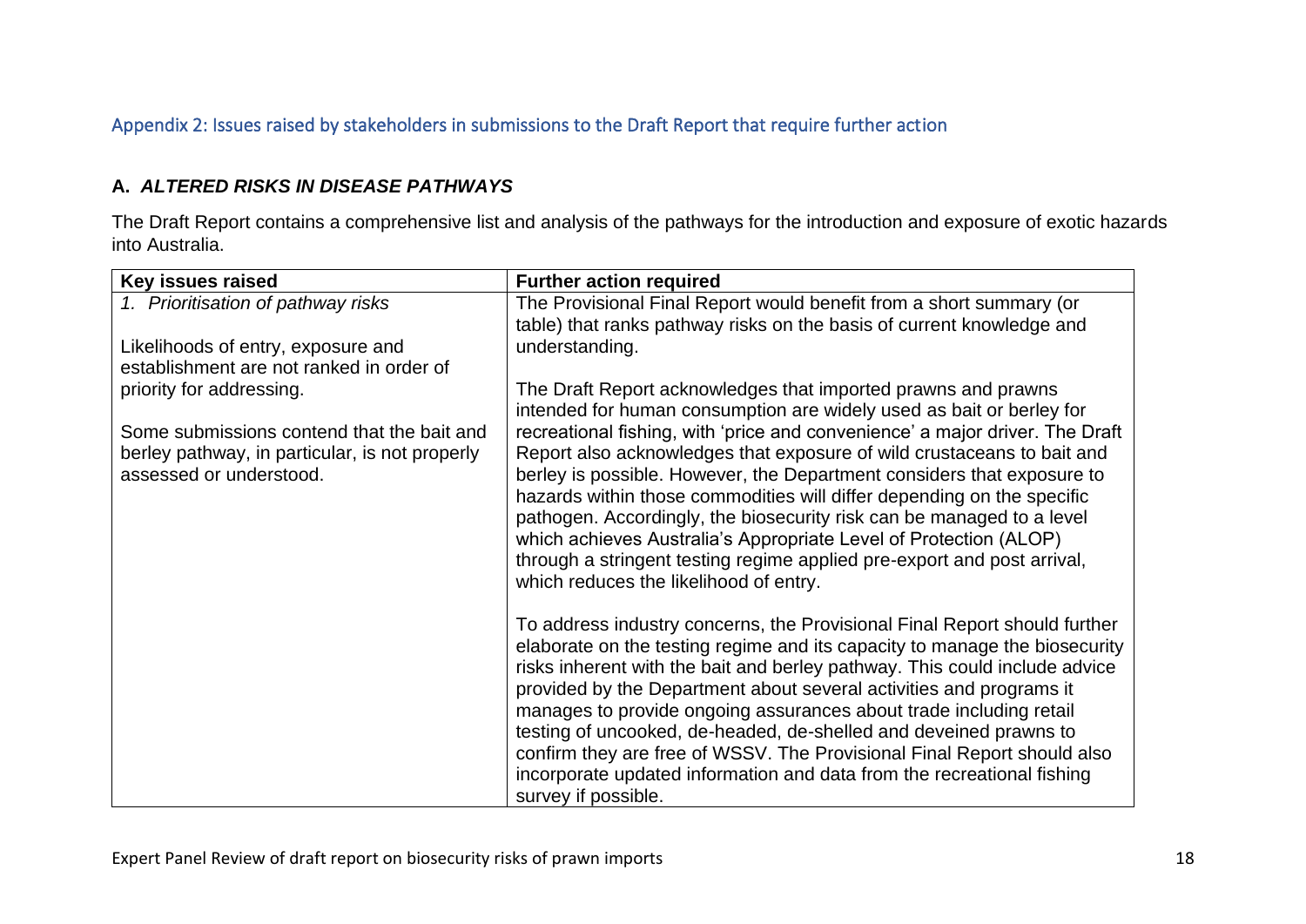## Appendix 2: Issues raised by stakeholders in submissions to the Draft Report that require further action

### A. *ALTERED RISKS IN DISEASE PATHWAYS*

The Draft Report contains a comprehensive list and analysis of the pathways for the introduction and exposure of exotic hazards into Australia.

| Key issues raised | Further action required |
|---|---|
| *1. Prioritisation of pathway risks*<br><br>Likelihoods of entry, exposure and establishment are not ranked in order of priority for addressing.<br><br>Some submissions contend that the bait and berley pathway, in particular, is not properly assessed or understood. | The Provisional Final Report would benefit from a short summary (or table) that ranks pathway risks on the basis of current knowledge and understanding.<br><br>The Draft Report acknowledges that imported prawns and prawns intended for human consumption are widely used as bait or berley for recreational fishing, with 'price and convenience' a major driver. The Draft Report also acknowledges that exposure of wild crustaceans to bait and berley is possible. However, the Department considers that exposure to hazards within those commodities will differ depending on the specific pathogen. Accordingly, the biosecurity risk can be managed to a level which achieves Australia's Appropriate Level of Protection (ALOP) through a stringent testing regime applied pre-export and post arrival, which reduces the likelihood of entry.<br><br>To address industry concerns, the Provisional Final Report should further elaborate on the testing regime and its capacity to manage the biosecurity risks inherent with the bait and berley pathway. This could include advice provided by the Department about several activities and programs it manages to provide ongoing assurances about trade including retail testing of uncooked, de-headed, de-shelled and deveined prawns to confirm they are free of WSSV. The Provisional Final Report should also incorporate updated information and data from the recreational fishing survey if possible. |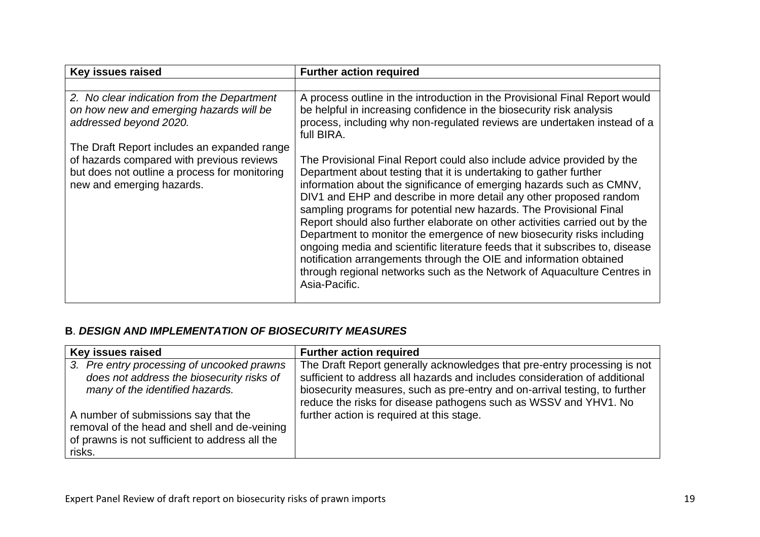| Key issues raised | Further action required |
| --- | --- |
| | |
| *2. No clear indication from the Department on how new and emerging hazards will be addressed beyond 2020.*<br><br>The Draft Report includes an expanded range of hazards compared with previous reviews but does not outline a process for monitoring new and emerging hazards. | A process outline in the introduction in the Provisional Final Report would be helpful in increasing confidence in the biosecurity risk analysis process, including why non-regulated reviews are undertaken instead of a full BIRA.<br><br>The Provisional Final Report could also include advice provided by the Department about testing that it is undertaking to gather further information about the significance of emerging hazards such as CMNV, DIV1 and EHP and describe in more detail any other proposed random sampling programs for potential new hazards. The Provisional Final Report should also further elaborate on other activities carried out by the Department to monitor the emergence of new biosecurity risks including ongoing media and scientific literature feeds that it subscribes to, disease notification arrangements through the OIE and information obtained through regional networks such as the Network of Aquaculture Centres in Asia-Pacific. |

**B**. ***DESIGN AND IMPLEMENTATION OF BIOSECURITY MEASURES***

| Key issues raised | Further action required |
| --- | --- |
| *3. Pre entry processing of uncooked prawns does not address the biosecurity risks of many of the identified hazards.*<br><br>A number of submissions say that the removal of the head and shell and de-veining of prawns is not sufficient to address all the risks. | The Draft Report generally acknowledges that pre-entry processing is not sufficient to address all hazards and includes consideration of additional biosecurity measures, such as pre-entry and on-arrival testing, to further reduce the risks for disease pathogens such as WSSV and YHV1. No further action is required at this stage. |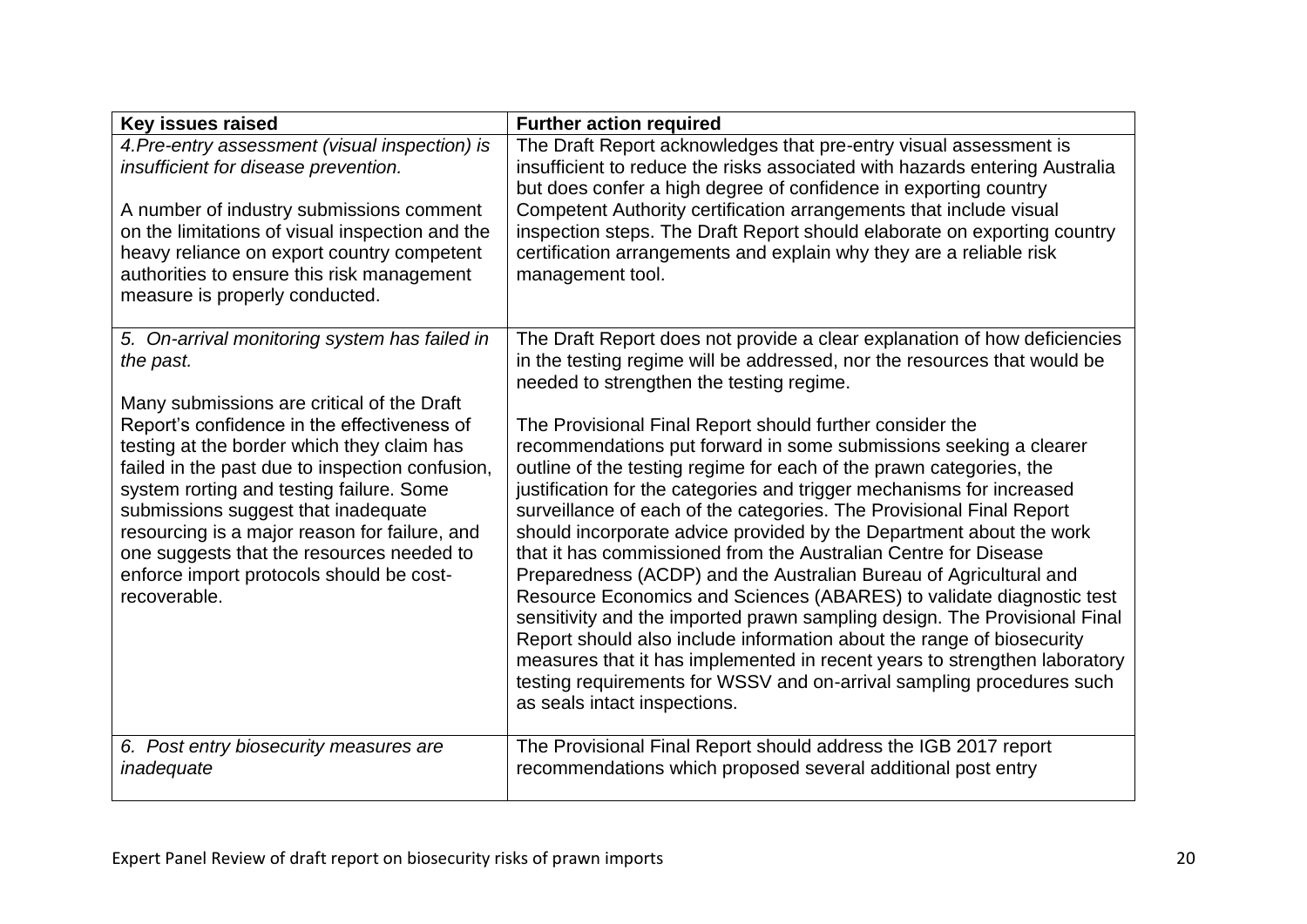| Key issues raised | Further action required |
| --- | --- |
| *4.Pre-entry assessment (visual inspection) is insufficient for disease prevention.*<br><br>A number of industry submissions comment on the limitations of visual inspection and the heavy reliance on export country competent authorities to ensure this risk management measure is properly conducted. | The Draft Report acknowledges that pre-entry visual assessment is insufficient to reduce the risks associated with hazards entering Australia but does confer a high degree of confidence in exporting country Competent Authority certification arrangements that include visual inspection steps. The Draft Report should elaborate on exporting country certification arrangements and explain why they are a reliable risk management tool. |
| *5. On-arrival monitoring system has failed in the past.*<br><br>Many submissions are critical of the Draft Report's confidence in the effectiveness of testing at the border which they claim has failed in the past due to inspection confusion, system rorting and testing failure. Some submissions suggest that inadequate resourcing is a major reason for failure, and one suggests that the resources needed to enforce import protocols should be cost-recoverable. | The Draft Report does not provide a clear explanation of how deficiencies in the testing regime will be addressed, nor the resources that would be needed to strengthen the testing regime.<br><br>The Provisional Final Report should further consider the recommendations put forward in some submissions seeking a clearer outline of the testing regime for each of the prawn categories, the justification for the categories and trigger mechanisms for increased surveillance of each of the categories. The Provisional Final Report should incorporate advice provided by the Department about the work that it has commissioned from the Australian Centre for Disease Preparedness (ACDP) and the Australian Bureau of Agricultural and Resource Economics and Sciences (ABARES) to validate diagnostic test sensitivity and the imported prawn sampling design. The Provisional Final Report should also include information about the range of biosecurity measures that it has implemented in recent years to strengthen laboratory testing requirements for WSSV and on-arrival sampling procedures such as seals intact inspections. |
| *6. Post entry biosecurity measures are inadequate* | The Provisional Final Report should address the IGB 2017 report recommendations which proposed several additional post entry |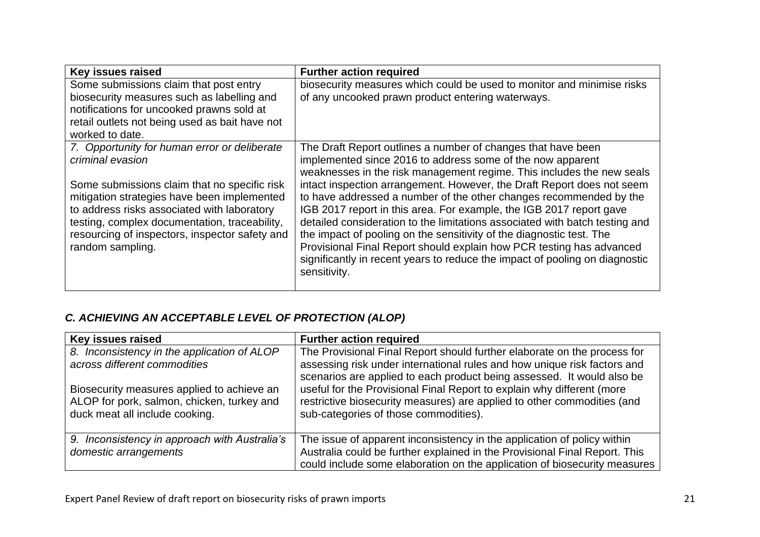| Key issues raised | Further action required |
|---|---|
| Some submissions claim that post entry biosecurity measures such as labelling and notifications for uncooked prawns sold at retail outlets not being used as bait have not worked to date. | biosecurity measures which could be used to monitor and minimise risks of any uncooked prawn product entering waterways. |
| *7. Opportunity for human error or deliberate criminal evasion*<br><br>Some submissions claim that no specific risk mitigation strategies have been implemented to address risks associated with laboratory testing, complex documentation, traceability, resourcing of inspectors, inspector safety and random sampling. | The Draft Report outlines a number of changes that have been implemented since 2016 to address some of the now apparent weaknesses in the risk management regime. This includes the new seals intact inspection arrangement. However, the Draft Report does not seem to have addressed a number of the other changes recommended by the IGB 2017 report in this area. For example, the IGB 2017 report gave detailed consideration to the limitations associated with batch testing and the impact of pooling on the sensitivity of the diagnostic test. The Provisional Final Report should explain how PCR testing has advanced significantly in recent years to reduce the impact of pooling on diagnostic sensitivity. |

### *C. ACHIEVING AN ACCEPTABLE LEVEL OF PROTECTION (ALOP)*

| Key issues raised | Further action required |
|---|---|
| *8. Inconsistency in the application of ALOP across different commodities*<br><br>Biosecurity measures applied to achieve an ALOP for pork, salmon, chicken, turkey and duck meat all include cooking. | The Provisional Final Report should further elaborate on the process for assessing risk under international rules and how unique risk factors and scenarios are applied to each product being assessed. It would also be useful for the Provisional Final Report to explain why different (more restrictive biosecurity measures) are applied to other commodities (and sub-categories of those commodities). |
| *9. Inconsistency in approach with Australia's domestic arrangements* | The issue of apparent inconsistency in the application of policy within Australia could be further explained in the Provisional Final Report. This could include some elaboration on the application of biosecurity measures |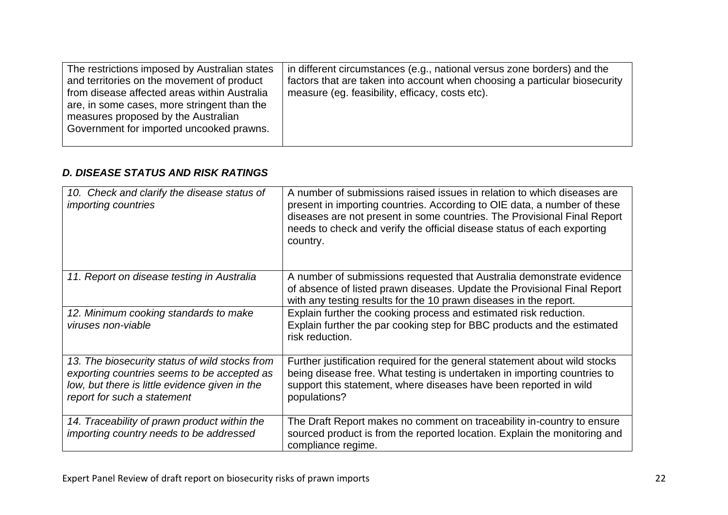| | |
|---|---|
| The restrictions imposed by Australian states and territories on the movement of product from disease affected areas within Australia are, in some cases, more stringent than the measures proposed by the Australian Government for imported uncooked prawns. | in different circumstances (e.g., national versus zone borders) and the factors that are taken into account when choosing a particular biosecurity measure (eg. feasibility, efficacy, costs etc). |

### *D. DISEASE STATUS AND RISK RATINGS*

| | |
|---|---|
| *10. Check and clarify the disease status of importing countries* | A number of submissions raised issues in relation to which diseases are present in importing countries. According to OIE data, a number of these diseases are not present in some countries. The Provisional Final Report needs to check and verify the official disease status of each exporting country. |
| *11. Report on disease testing in Australia* | A number of submissions requested that Australia demonstrate evidence of absence of listed prawn diseases. Update the Provisional Final Report with any testing results for the 10 prawn diseases in the report. |
| *12. Minimum cooking standards to make viruses non-viable* | Explain further the cooking process and estimated risk reduction. Explain further the par cooking step for BBC products and the estimated risk reduction. |
| *13. The biosecurity status of wild stocks from exporting countries seems to be accepted as low, but there is little evidence given in the report for such a statement* | Further justification required for the general statement about wild stocks being disease free. What testing is undertaken in importing countries to support this statement, where diseases have been reported in wild populations? |
| *14. Traceability of prawn product within the importing country needs to be addressed* | The Draft Report makes no comment on traceability in-country to ensure sourced product is from the reported location. Explain the monitoring and compliance regime. |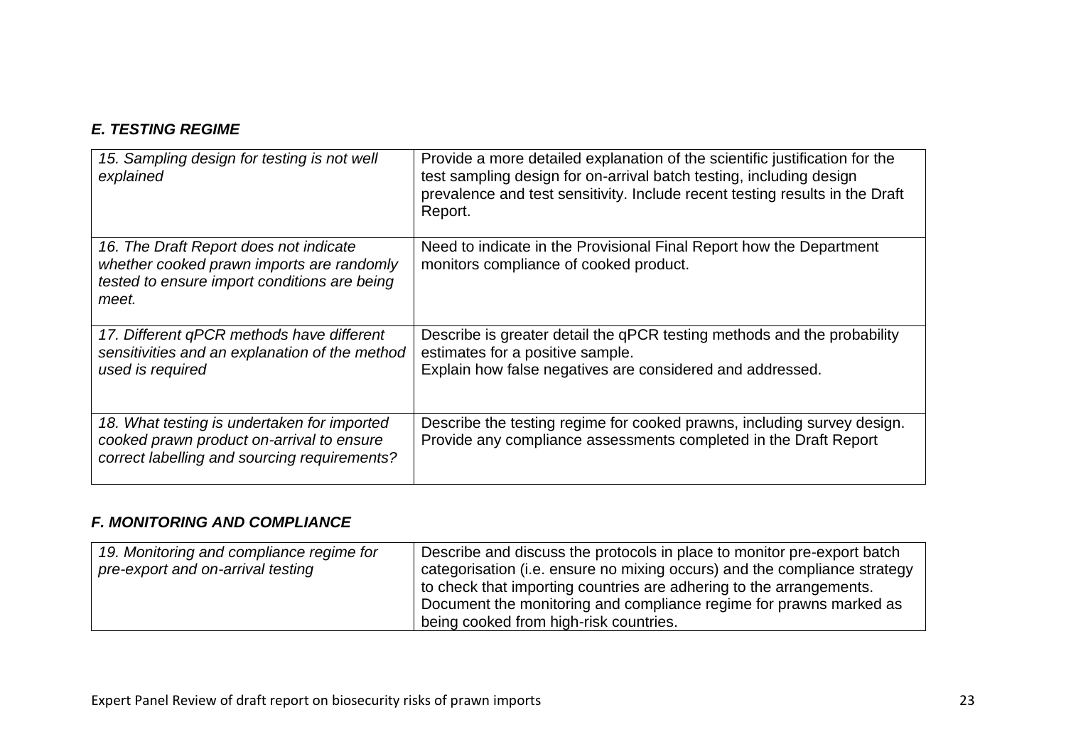### *E. TESTING REGIME*

| | |
|---|---|
| *15. Sampling design for testing is not well explained* | Provide a more detailed explanation of the scientific justification for the test sampling design for on-arrival batch testing, including design prevalence and test sensitivity. Include recent testing results in the Draft Report. |
| *16. The Draft Report does not indicate whether cooked prawn imports are randomly tested to ensure import conditions are being meet.* | Need to indicate in the Provisional Final Report how the Department monitors compliance of cooked product. |
| *17. Different qPCR methods have different sensitivities and an explanation of the method used is required* | Describe is greater detail the qPCR testing methods and the probability estimates for a positive sample.<br>Explain how false negatives are considered and addressed. |
| *18. What testing is undertaken for imported cooked prawn product on-arrival to ensure correct labelling and sourcing requirements?* | Describe the testing regime for cooked prawns, including survey design. Provide any compliance assessments completed in the Draft Report |

### *F. MONITORING AND COMPLIANCE*

| | |
|---|---|
| *19. Monitoring and compliance regime for pre-export and on-arrival testing* | Describe and discuss the protocols in place to monitor pre-export batch categorisation (i.e. ensure no mixing occurs) and the compliance strategy to check that importing countries are adhering to the arrangements. Document the monitoring and compliance regime for prawns marked as being cooked from high-risk countries. |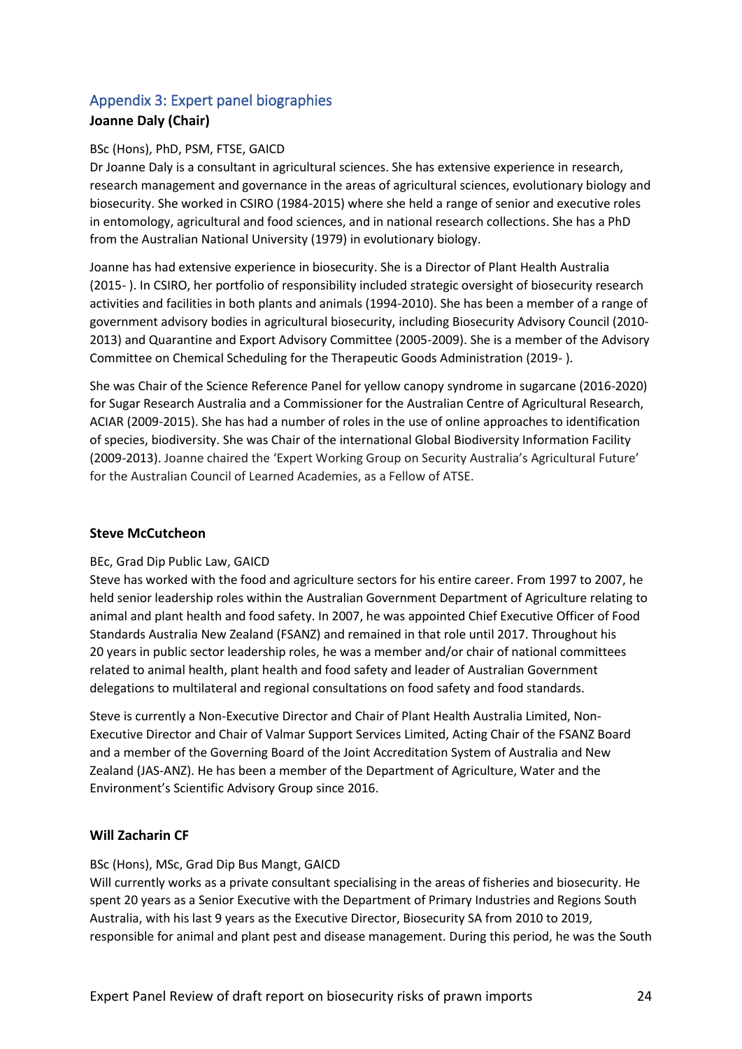## Appendix 3: Expert panel biographies

**Joanne Daly (Chair)**

BSc (Hons), PhD, PSM, FTSE, GAICD

Dr Joanne Daly is a consultant in agricultural sciences. She has extensive experience in research, research management and governance in the areas of agricultural sciences, evolutionary biology and biosecurity. She worked in CSIRO (1984-2015) where she held a range of senior and executive roles in entomology, agricultural and food sciences, and in national research collections. She has a PhD from the Australian National University (1979) in evolutionary biology.

Joanne has had extensive experience in biosecurity. She is a Director of Plant Health Australia (2015- ). In CSIRO, her portfolio of responsibility included strategic oversight of biosecurity research activities and facilities in both plants and animals (1994-2010). She has been a member of a range of government advisory bodies in agricultural biosecurity, including Biosecurity Advisory Council (2010-2013) and Quarantine and Export Advisory Committee (2005-2009). She is a member of the Advisory Committee on Chemical Scheduling for the Therapeutic Goods Administration (2019- ).

She was Chair of the Science Reference Panel for yellow canopy syndrome in sugarcane (2016-2020) for Sugar Research Australia and a Commissioner for the Australian Centre of Agricultural Research, ACIAR (2009-2015). She has had a number of roles in the use of online approaches to identification of species, biodiversity. She was Chair of the international Global Biodiversity Information Facility (2009-2013). Joanne chaired the 'Expert Working Group on Security Australia's Agricultural Future' for the Australian Council of Learned Academies, as a Fellow of ATSE.

**Steve McCutcheon**

BEc, Grad Dip Public Law, GAICD

Steve has worked with the food and agriculture sectors for his entire career. From 1997 to 2007, he held senior leadership roles within the Australian Government Department of Agriculture relating to animal and plant health and food safety. In 2007, he was appointed Chief Executive Officer of Food Standards Australia New Zealand (FSANZ) and remained in that role until 2017. Throughout his 20 years in public sector leadership roles, he was a member and/or chair of national committees related to animal health, plant health and food safety and leader of Australian Government delegations to multilateral and regional consultations on food safety and food standards.

Steve is currently a Non-Executive Director and Chair of Plant Health Australia Limited, Non-Executive Director and Chair of Valmar Support Services Limited, Acting Chair of the FSANZ Board and a member of the Governing Board of the Joint Accreditation System of Australia and New Zealand (JAS-ANZ). He has been a member of the Department of Agriculture, Water and the Environment's Scientific Advisory Group since 2016.

**Will Zacharin CF**

BSc (Hons), MSc, Grad Dip Bus Mangt, GAICD

Will currently works as a private consultant specialising in the areas of fisheries and biosecurity. He spent 20 years as a Senior Executive with the Department of Primary Industries and Regions South Australia, with his last 9 years as the Executive Director, Biosecurity SA from 2010 to 2019, responsible for animal and plant pest and disease management. During this period, he was the South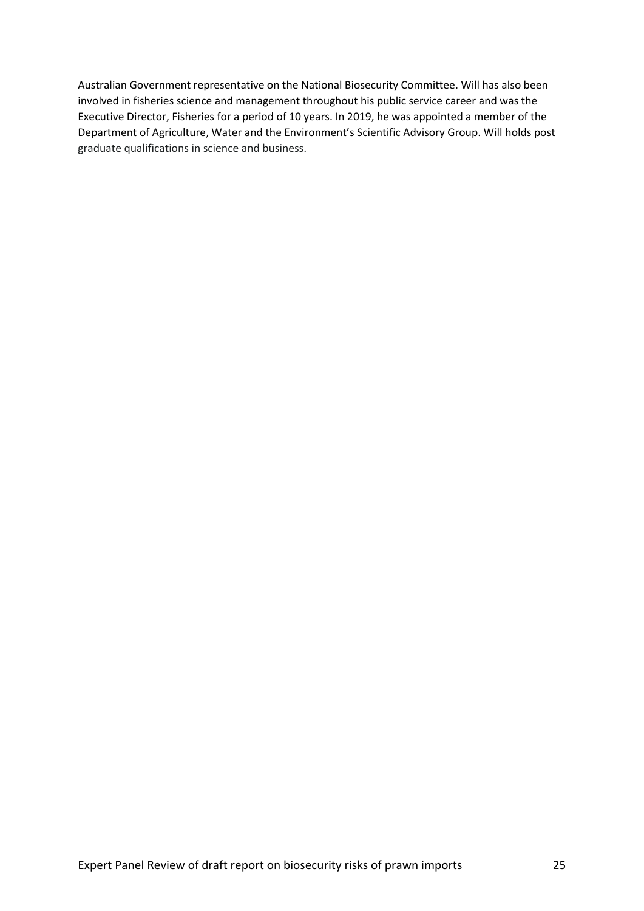Australian Government representative on the National Biosecurity Committee. Will has also been involved in fisheries science and management throughout his public service career and was the Executive Director, Fisheries for a period of 10 years. In 2019, he was appointed a member of the Department of Agriculture, Water and the Environment's Scientific Advisory Group. Will holds post graduate qualifications in science and business.